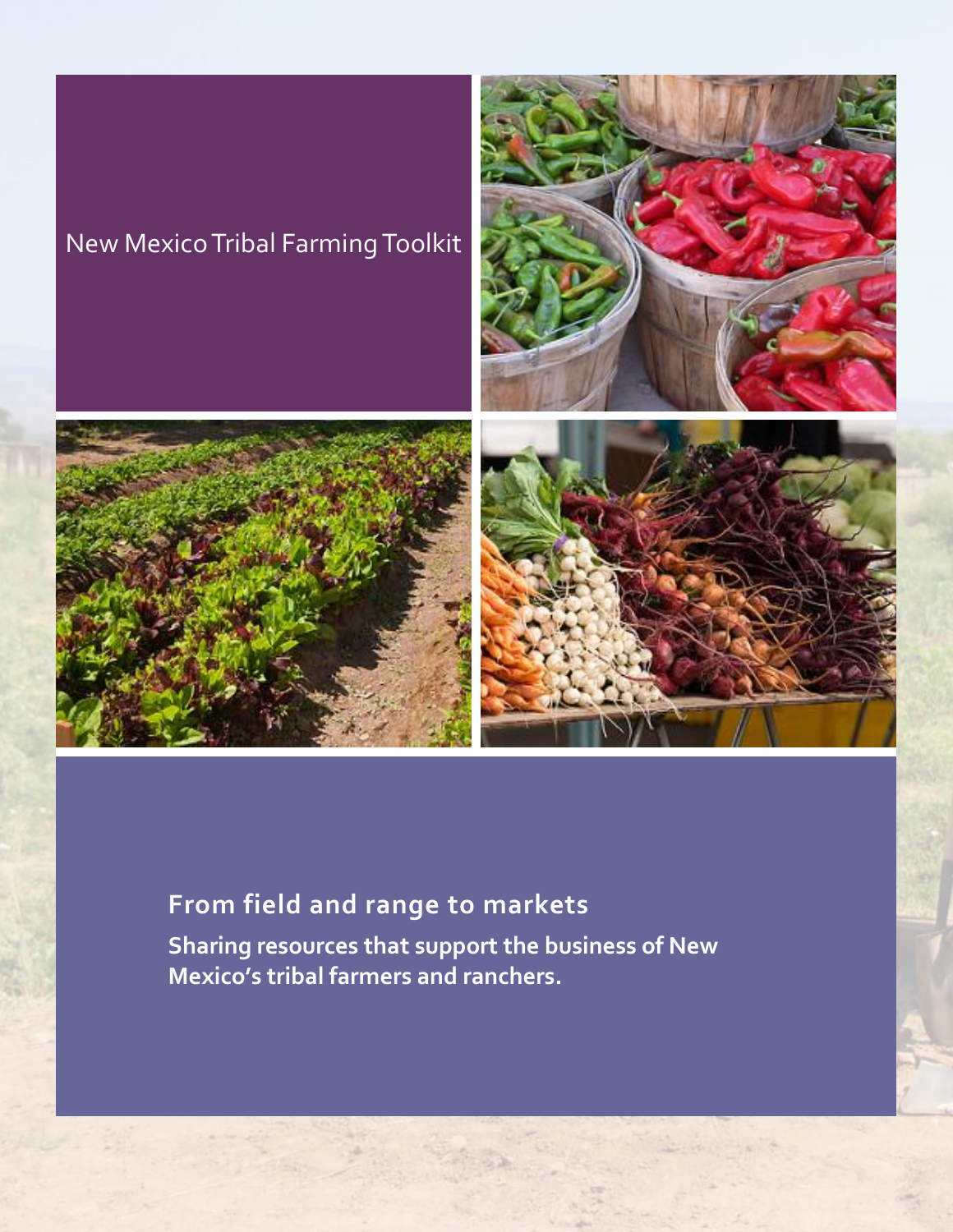# New Mexico Tribal Farming Toolkit

## From field and range to markets

**Sharing resources that support the business of New Mexico's tribal farmers and ranchers.**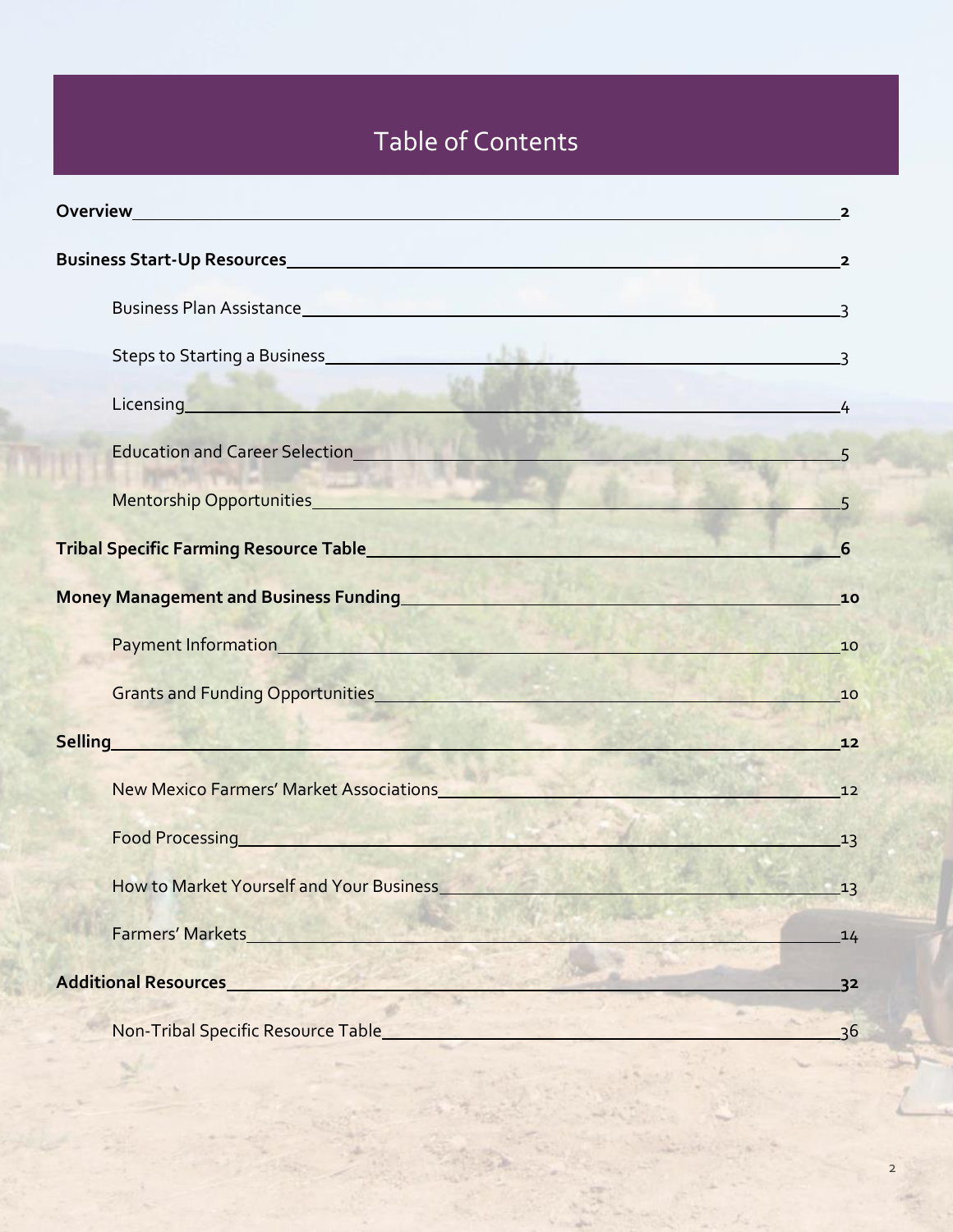# Table of Contents

**Overview** ........ **2**

**Business Start-Up Resources** ........ **2**

- Business Plan Assistance ........ 3
- Steps to Starting a Business ........ 3
- Licensing ........ 4
- Education and Career Selection ........ 5
- Mentorship Opportunities ........ 5

**Tribal Specific Farming Resource Table** ........ **6**

**Money Management and Business Funding** ........ **10**

- Payment Information ........ 10
- Grants and Funding Opportunities ........ 10

**Selling** ........ **12**

- New Mexico Farmers' Market Associations ........ 12
- Food Processing ........ 13
- How to Market Yourself and Your Business ........ 13
- Farmers' Markets ........ 14

**Additional Resources** ........ **32**

- Non-Tribal Specific Resource Table ........ 36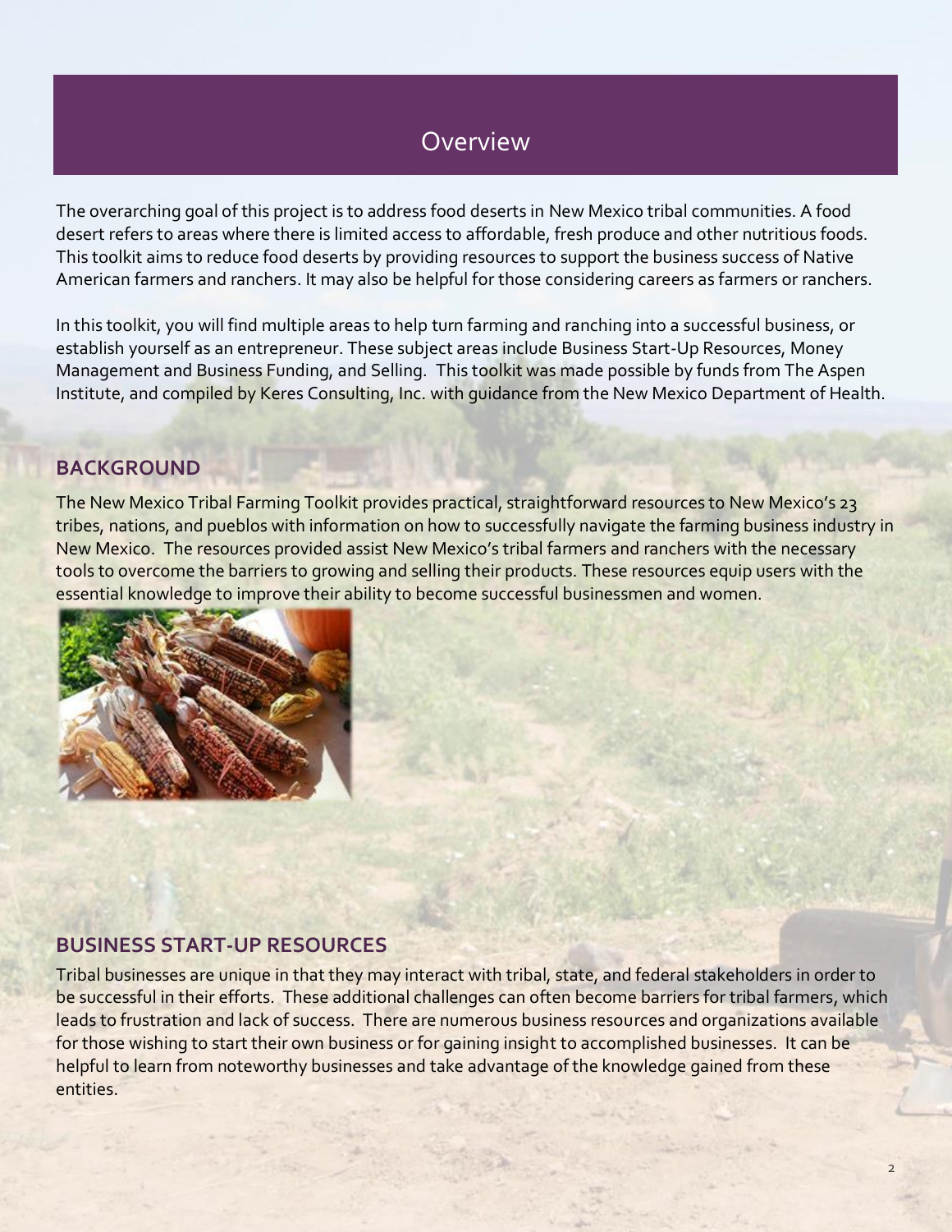# Overview

The overarching goal of this project is to address food deserts in New Mexico tribal communities. A food desert refers to areas where there is limited access to affordable, fresh produce and other nutritious foods. This toolkit aims to reduce food deserts by providing resources to support the business success of Native American farmers and ranchers. It may also be helpful for those considering careers as farmers or ranchers.

In this toolkit, you will find multiple areas to help turn farming and ranching into a successful business, or establish yourself as an entrepreneur. These subject areas include Business Start-Up Resources, Money Management and Business Funding, and Selling. This toolkit was made possible by funds from The Aspen Institute, and compiled by Keres Consulting, Inc. with guidance from the New Mexico Department of Health.

## BACKGROUND

The New Mexico Tribal Farming Toolkit provides practical, straightforward resources to New Mexico's 23 tribes, nations, and pueblos with information on how to successfully navigate the farming business industry in New Mexico. The resources provided assist New Mexico's tribal farmers and ranchers with the necessary tools to overcome the barriers to growing and selling their products. These resources equip users with the essential knowledge to improve their ability to become successful businessmen and women.

## BUSINESS START-UP RESOURCES

Tribal businesses are unique in that they may interact with tribal, state, and federal stakeholders in order to be successful in their efforts. These additional challenges can often become barriers for tribal farmers, which leads to frustration and lack of success. There are numerous business resources and organizations available for those wishing to start their own business or for gaining insight to accomplished businesses. It can be helpful to learn from noteworthy businesses and take advantage of the knowledge gained from these entities.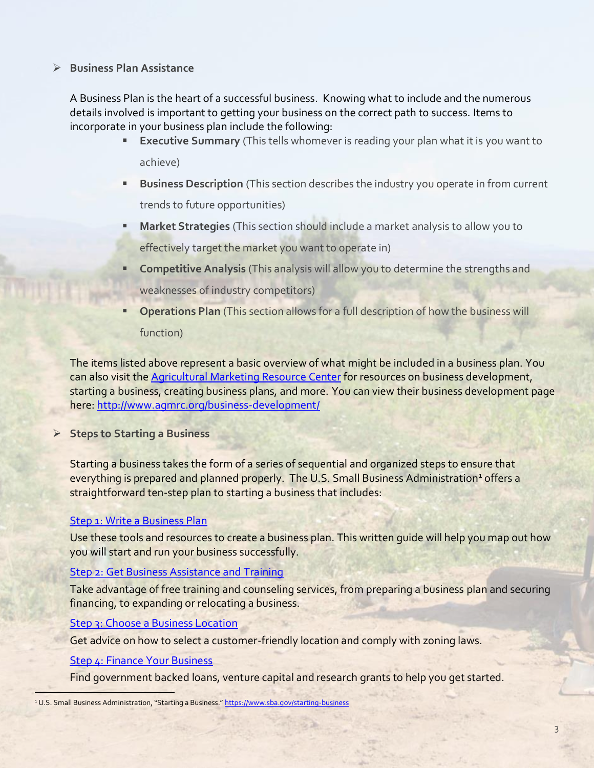- **Business Plan Assistance**

  A Business Plan is the heart of a successful business. Knowing what to include and the numerous details involved is important to getting your business on the correct path to success. Items to incorporate in your business plan include the following:

  - **Executive Summary** (This tells whomever is reading your plan what it is you want to achieve)
  - **Business Description** (This section describes the industry you operate in from current trends to future opportunities)
  - **Market Strategies** (This section should include a market analysis to allow you to effectively target the market you want to operate in)
  - **Competitive Analysis** (This analysis will allow you to determine the strengths and weaknesses of industry competitors)
  - **Operations Plan** (This section allows for a full description of how the business will function)

  The items listed above represent a basic overview of what might be included in a business plan. You can also visit the [Agricultural Marketing Resource Center](http://www.agmrc.org/business-development/) for resources on business development, starting a business, creating business plans, and more. You can view their business development page here: [http://www.agmrc.org/business-development/](http://www.agmrc.org/business-development/)

- **Steps to Starting a Business**

  Starting a business takes the form of a series of sequential and organized steps to ensure that everything is prepared and planned properly. The U.S. Small Business Administration[1] offers a straightforward ten-step plan to starting a business that includes:

  Step 1: Write a Business Plan

  Use these tools and resources to create a business plan. This written guide will help you map out how you will start and run your business successfully.

  Step 2: Get Business Assistance and Training

  Take advantage of free training and counseling services, from preparing a business plan and securing financing, to expanding or relocating a business.

  Step 3: Choose a Business Location

  Get advice on how to select a customer-friendly location and comply with zoning laws.

  Step 4: Finance Your Business

  Find government backed loans, venture capital and research grants to help you get started.

---

[1] U.S. Small Business Administration, "Starting a Business." [https://www.sba.gov/starting-business](https://www.sba.gov/starting-business)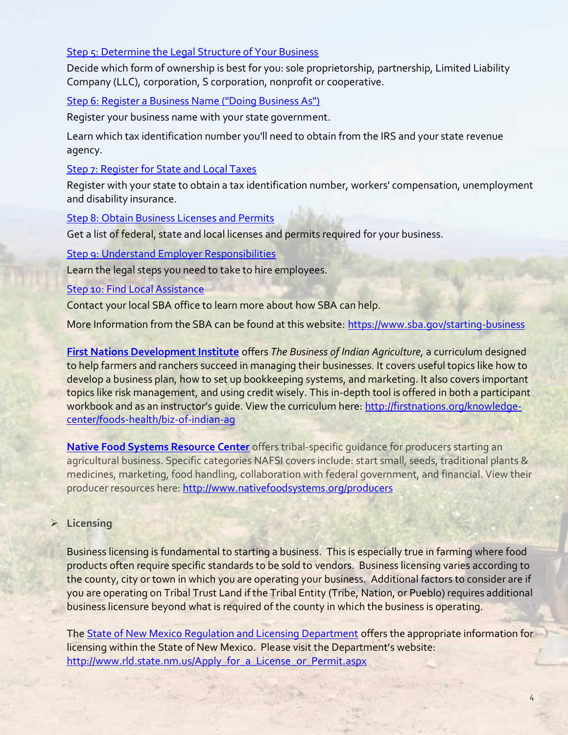[Step 5: Determine the Legal Structure of Your Business]

Decide which form of ownership is best for you: sole proprietorship, partnership, Limited Liability Company (LLC), corporation, S corporation, nonprofit or cooperative.

[Step 6: Register a Business Name ("Doing Business As")]

Register your business name with your state government.

Learn which tax identification number you'll need to obtain from the IRS and your state revenue agency.

[Step 7: Register for State and Local Taxes]

Register with your state to obtain a tax identification number, workers' compensation, unemployment and disability insurance.

[Step 8: Obtain Business Licenses and Permits]

Get a list of federal, state and local licenses and permits required for your business.

[Step 9: Understand Employer Responsibilities]

Learn the legal steps you need to take to hire employees.

[Step 10: Find Local Assistance]

Contact your local SBA office to learn more about how SBA can help.

More Information from the SBA can be found at this website: https://www.sba.gov/starting-business

**First Nations Development Institute** offers *The Business of Indian Agriculture*, a curriculum designed to help farmers and ranchers succeed in managing their businesses. It covers useful topics like how to develop a business plan, how to set up bookkeeping systems, and marketing. It also covers important topics like risk management, and using credit wisely. This in-depth tool is offered in both a participant workbook and as an instructor's guide. View the curriculum here: http://firstnations.org/knowledge-center/foods-health/biz-of-indian-ag

**Native Food Systems Resource Center** offers tribal-specific guidance for producers starting an agricultural business. Specific categories NAFSI covers include: start small, seeds, traditional plants & medicines, marketing, food handling, collaboration with federal government, and financial. View their producer resources here: http://www.nativefoodsystems.org/producers

- **Licensing**

Business licensing is fundamental to starting a business. This is especially true in farming where food products often require specific standards to be sold to vendors. Business licensing varies according to the county, city or town in which you are operating your business. Additional factors to consider are if you are operating on Tribal Trust Land if the Tribal Entity (Tribe, Nation, or Pueblo) requires additional business licensure beyond what is required of the county in which the business is operating.

The State of New Mexico Regulation and Licensing Department offers the appropriate information for licensing within the State of New Mexico. Please visit the Department's website: http://www.rld.state.nm.us/Apply_for_a_License_or_Permit.aspx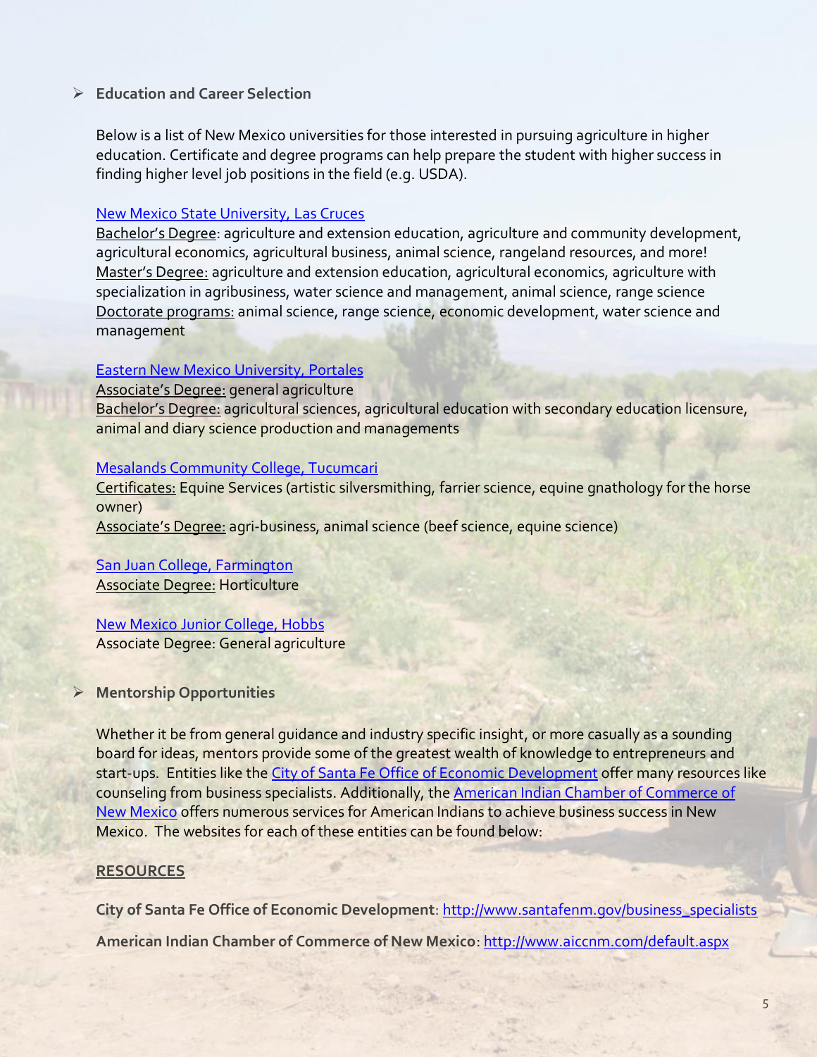- **Education and Career Selection**

  Below is a list of New Mexico universities for those interested in pursuing agriculture in higher education. Certificate and degree programs can help prepare the student with higher success in finding higher level job positions in the field (e.g. USDA).

  New Mexico State University, Las Cruces
  Bachelor's Degree: agriculture and extension education, agriculture and community development, agricultural economics, agricultural business, animal science, rangeland resources, and more!
  Master's Degree: agriculture and extension education, agricultural economics, agriculture with specialization in agribusiness, water science and management, animal science, range science
  Doctorate programs: animal science, range science, economic development, water science and management

  Eastern New Mexico University, Portales
  Associate's Degree: general agriculture
  Bachelor's Degree: agricultural sciences, agricultural education with secondary education licensure, animal and diary science production and managements

  Mesalands Community College, Tucumcari
  Certificates: Equine Services (artistic silversmithing, farrier science, equine gnathology for the horse owner)
  Associate's Degree: agri-business, animal science (beef science, equine science)

  San Juan College, Farmington
  Associate Degree: Horticulture

  New Mexico Junior College, Hobbs
  Associate Degree: General agriculture

- **Mentorship Opportunities**

  Whether it be from general guidance and industry specific insight, or more casually as a sounding board for ideas, mentors provide some of the greatest wealth of knowledge to entrepreneurs and start-ups. Entities like the City of Santa Fe Office of Economic Development offer many resources like counseling from business specialists. Additionally, the American Indian Chamber of Commerce of New Mexico offers numerous services for American Indians to achieve business success in New Mexico. The websites for each of these entities can be found below:

  **RESOURCES**

  **City of Santa Fe Office of Economic Development**: http://www.santafenm.gov/business_specialists

  **American Indian Chamber of Commerce of New Mexico**: http://www.aiccnm.com/default.aspx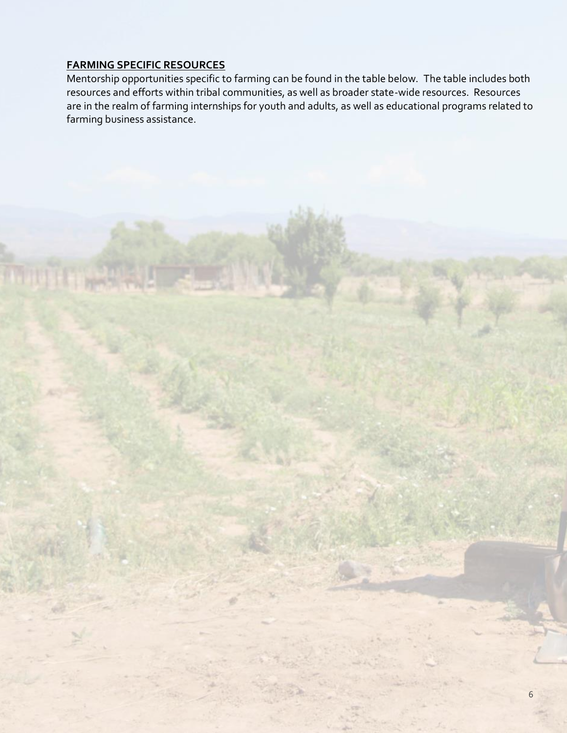## FARMING SPECIFIC RESOURCES

Mentorship opportunities specific to farming can be found in the table below. The table includes both resources and efforts within tribal communities, as well as broader state-wide resources. Resources are in the realm of farming internships for youth and adults, as well as educational programs related to farming business assistance.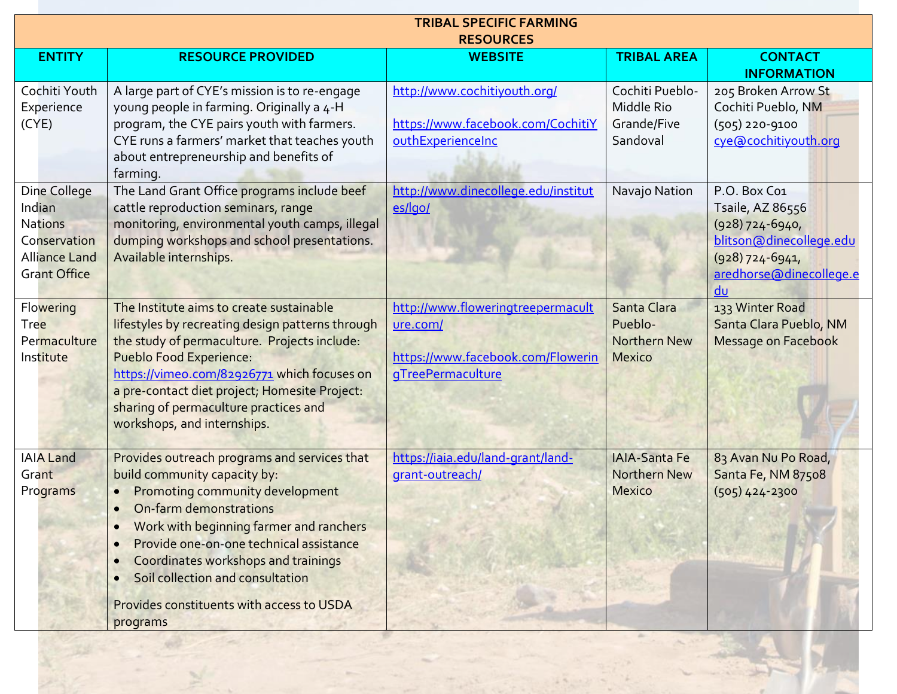| TRIBAL SPECIFIC FARMING RESOURCES | | | | |
|---|---|---|---|---|
| ENTITY | RESOURCE PROVIDED | WEBSITE | TRIBAL AREA | CONTACT INFORMATION |
| Cochiti Youth Experience (CYE) | A large part of CYE's mission is to re-engage young people in farming. Originally a 4-H program, the CYE pairs youth with farmers. CYE runs a farmers' market that teaches youth about entrepreneurship and benefits of farming. | http://www.cochitiyouth.org/<br><br>https://www.facebook.com/CochitiYouthExperienceInc | Cochiti Pueblo-Middle Rio Grande/Five Sandoval | 205 Broken Arrow St<br>Cochiti Pueblo, NM<br>(505) 220-9100<br>cye@cochitiyouth.org |
| Dine College Indian Nations Conservation Alliance Land Grant Office | The Land Grant Office programs include beef cattle reproduction seminars, range monitoring, environmental youth camps, illegal dumping workshops and school presentations. Available internships. | http://www.dinecollege.edu/institutes/lgo/ | Navajo Nation | P.O. Box C01<br>Tsaile, AZ 86556<br>(928) 724-6940, blitson@dinecollege.edu<br>(928) 724-6941, aredhorse@dinecollege.edu |
| Flowering Tree Permaculture Institute | The Institute aims to create sustainable lifestyles by recreating design patterns through the study of permaculture. Projects include: Pueblo Food Experience: https://vimeo.com/82926771 which focuses on a pre-contact diet project; Homesite Project: sharing of permaculture practices and workshops, and internships. | http://www.floweringtreepermaculture.com/<br><br>https://www.facebook.com/FloweringTreePermaculture | Santa Clara Pueblo-Northern New Mexico | 133 Winter Road<br>Santa Clara Pueblo, NM<br>Message on Facebook |
| IAIA Land Grant Programs | Provides outreach programs and services that build community capacity by:<br>• Promoting community development<br>• On-farm demonstrations<br>• Work with beginning farmer and ranchers<br>• Provide one-on-one technical assistance<br>• Coordinates workshops and trainings<br>• Soil collection and consultation<br><br>Provides constituents with access to USDA programs | https://iaia.edu/land-grant/land-grant-outreach/ | IAIA-Santa Fe Northern New Mexico | 83 Avan Nu Po Road,<br>Santa Fe, NM 87508<br>(505) 424-2300 |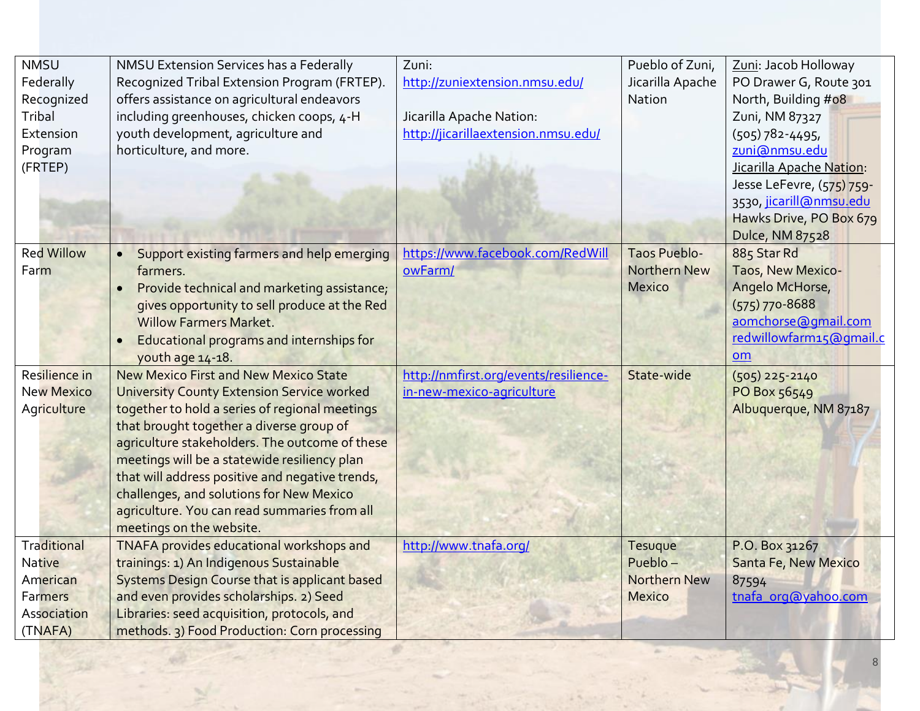| NMSU Federally Recognized Tribal Extension Program (FRTEP) | NMSU Extension Services has a Federally Recognized Tribal Extension Program (FRTEP). offers assistance on agricultural endeavors including greenhouses, chicken coops, 4-H youth development, agriculture and horticulture, and more. | Zuni: http://zuniextension.nmsu.edu/<br><br>Jicarilla Apache Nation: http://jicarillaextension.nmsu.edu/ | Pueblo of Zuni, Jicarilla Apache Nation | Zuni: Jacob Holloway<br>PO Drawer G, Route 301 North, Building #08<br>Zuni, NM 87327<br>(505) 782-4495, zuni@nmsu.edu<br>Jicarilla Apache Nation: Jesse LeFevre, (575) 759-3530, jicarill@nmsu.edu<br>Hawks Drive, PO Box 679<br>Dulce, NM 87528 |
|---|---|---|---|---|
| Red Willow Farm | • Support existing farmers and help emerging farmers.<br>• Provide technical and marketing assistance; gives opportunity to sell produce at the Red Willow Farmers Market.<br>• Educational programs and internships for youth age 14-18. | https://www.facebook.com/RedWillowFarm/ | Taos Pueblo- Northern New Mexico | 885 Star Rd<br>Taos, New Mexico-<br>Angelo McHorse,<br>(575) 770-8688<br>aomchorse@gmail.com<br>redwillowfarm15@gmail.com |
| Resilience in New Mexico Agriculture | New Mexico First and New Mexico State University County Extension Service worked together to hold a series of regional meetings that brought together a diverse group of agriculture stakeholders. The outcome of these meetings will be a statewide resiliency plan that will address positive and negative trends, challenges, and solutions for New Mexico agriculture. You can read summaries from all meetings on the website. | http://nmfirst.org/events/resilience-in-new-mexico-agriculture | State-wide | (505) 225-2140<br>PO Box 56549<br>Albuquerque, NM 87187 |
| Traditional Native American Farmers Association (TNAFA) | TNAFA provides educational workshops and trainings: 1) An Indigenous Sustainable Systems Design Course that is applicant based and even provides scholarships. 2) Seed Libraries: seed acquisition, protocols, and methods. 3) Food Production: Corn processing | http://www.tnafa.org/ | Tesuque Pueblo – Northern New Mexico | P.O. Box 31267<br>Santa Fe, New Mexico 87594<br>tnafa_org@yahoo.com |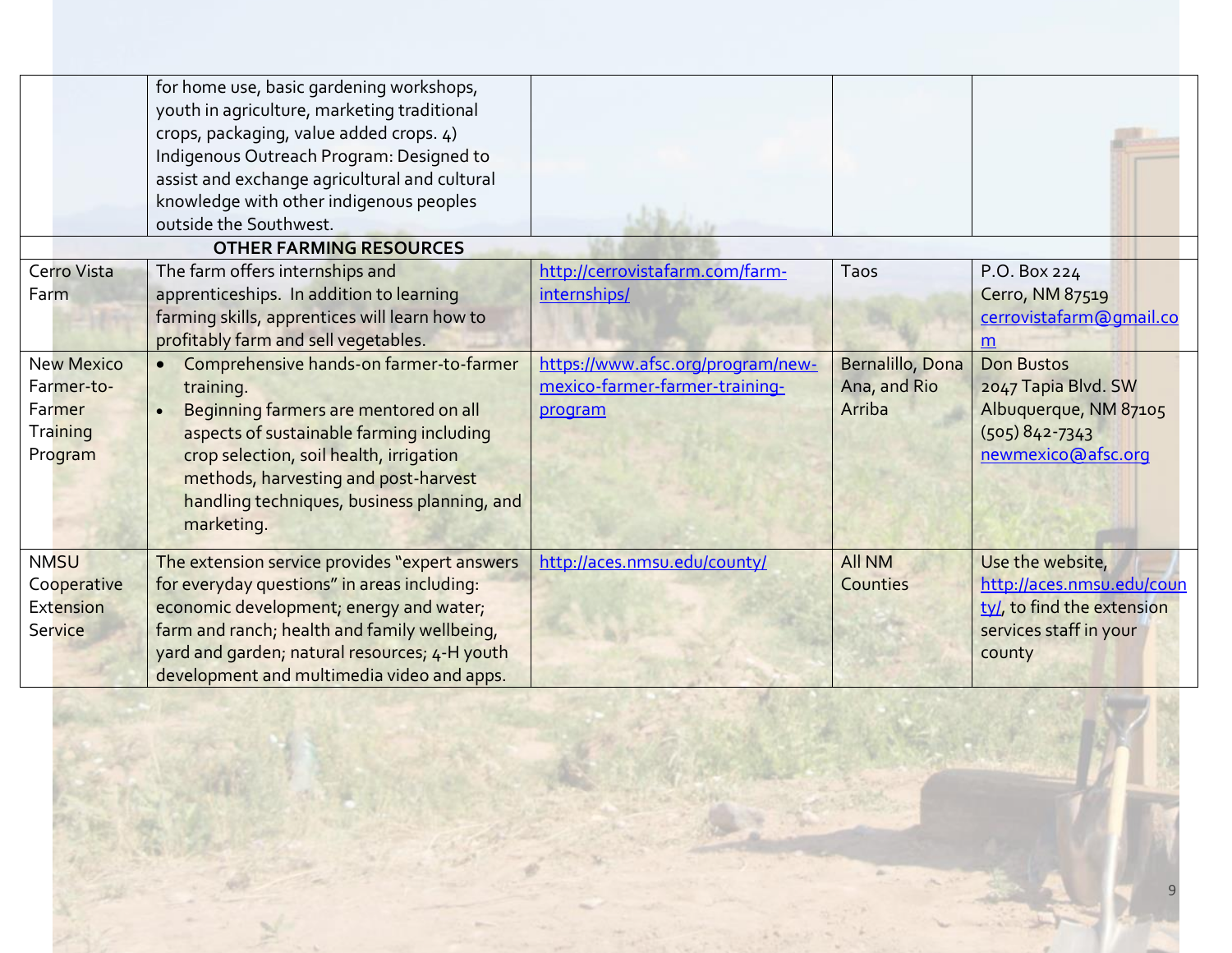| | | | | |
|---|---|---|---|---|
| | for home use, basic gardening workshops, youth in agriculture, marketing traditional crops, packaging, value added crops. 4) Indigenous Outreach Program: Designed to assist and exchange agricultural and cultural knowledge with other indigenous peoples outside the Southwest. | | | |
| **OTHER FARMING RESOURCES** | | | | |
| Cerro Vista Farm | The farm offers internships and apprenticeships. In addition to learning farming skills, apprentices will learn how to profitably farm and sell vegetables. | http://cerrovistafarm.com/farm-internships/ | Taos | P.O. Box 224<br>Cerro, NM 87519<br>cerrovistafarm@gmail.com |
| New Mexico Farmer-to-Farmer Training Program | • Comprehensive hands-on farmer-to-farmer training.<br>• Beginning farmers are mentored on all aspects of sustainable farming including crop selection, soil health, irrigation methods, harvesting and post-harvest handling techniques, business planning, and marketing. | https://www.afsc.org/program/new-mexico-farmer-farmer-training-program | Bernalillo, Dona Ana, and Rio Arriba | Don Bustos<br>2047 Tapia Blvd. SW<br>Albuquerque, NM 87105<br>(505) 842-7343<br>newmexico@afsc.org |
| NMSU Cooperative Extension Service | The extension service provides "expert answers for everyday questions" in areas including: economic development; energy and water; farm and ranch; health and family wellbeing, yard and garden; natural resources; 4-H youth development and multimedia video and apps. | http://aces.nmsu.edu/county/ | All NM Counties | Use the website, http://aces.nmsu.edu/county/, to find the extension services staff in your county |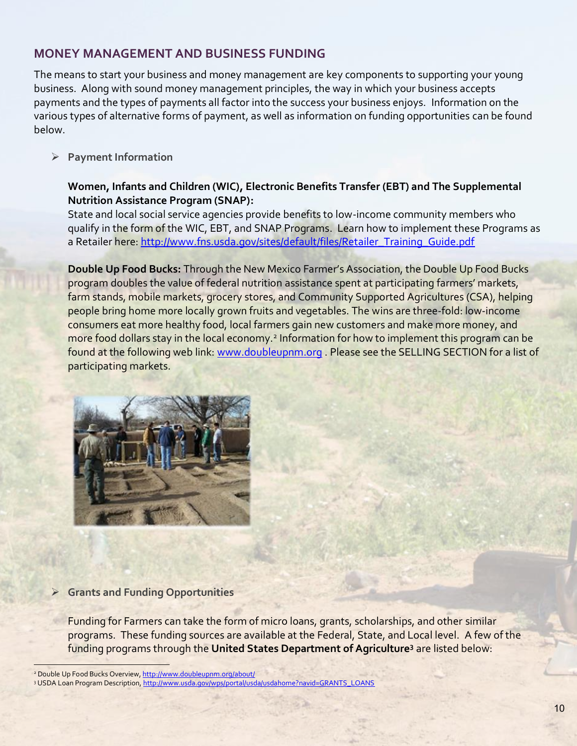## MONEY MANAGEMENT AND BUSINESS FUNDING

The means to start your business and money management are key components to supporting your young business. Along with sound money management principles, the way in which your business accepts payments and the types of payments all factor into the success your business enjoys. Information on the various types of alternative forms of payment, as well as information on funding opportunities can be found below.

- **Payment Information**

  **Women, Infants and Children (WIC), Electronic Benefits Transfer (EBT) and The Supplemental Nutrition Assistance Program (SNAP):**
  State and local social service agencies provide benefits to low-income community members who qualify in the form of the WIC, EBT, and SNAP Programs. Learn how to implement these Programs as a Retailer here: http://www.fns.usda.gov/sites/default/files/Retailer_Training_Guide.pdf

  **Double Up Food Bucks:** Through the New Mexico Farmer's Association, the Double Up Food Bucks program doubles the value of federal nutrition assistance spent at participating farmers' markets, farm stands, mobile markets, grocery stores, and Community Supported Agricultures (CSA), helping people bring home more locally grown fruits and vegetables. The wins are three-fold: low-income consumers eat more healthy food, local farmers gain new customers and make more money, and more food dollars stay in the local economy.[2] Information for how to implement this program can be found at the following web link: www.doubleupnm.org . Please see the SELLING SECTION for a list of participating markets.

- **Grants and Funding Opportunities**

  Funding for Farmers can take the form of micro loans, grants, scholarships, and other similar programs. These funding sources are available at the Federal, State, and Local level. A few of the funding programs through the **United States Department of Agriculture**[3] are listed below:

---

[2] Double Up Food Bucks Overview, http://www.doubleupnm.org/about/

[3] USDA Loan Program Description, http://www.usda.gov/wps/portal/usda/usdahome?navid=GRANTS_LOANS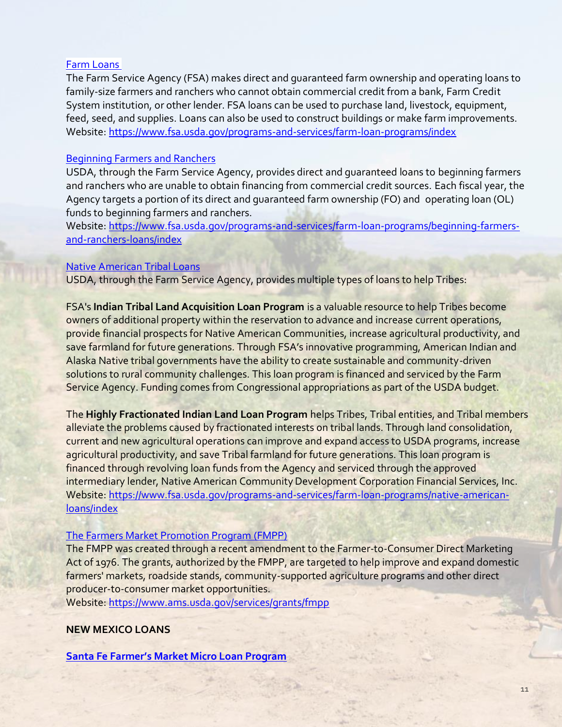[Farm Loans](https://www.fsa.usda.gov/programs-and-services/farm-loan-programs/index)

The Farm Service Agency (FSA) makes direct and guaranteed farm ownership and operating loans to family-size farmers and ranchers who cannot obtain commercial credit from a bank, Farm Credit System institution, or other lender. FSA loans can be used to purchase land, livestock, equipment, feed, seed, and supplies. Loans can also be used to construct buildings or make farm improvements.
Website: https://www.fsa.usda.gov/programs-and-services/farm-loan-programs/index

[Beginning Farmers and Ranchers](https://www.fsa.usda.gov/programs-and-services/farm-loan-programs/beginning-farmers-and-ranchers-loans/index)

USDA, through the Farm Service Agency, provides direct and guaranteed loans to beginning farmers and ranchers who are unable to obtain financing from commercial credit sources. Each fiscal year, the Agency targets a portion of its direct and guaranteed farm ownership (FO) and operating loan (OL) funds to beginning farmers and ranchers.
Website: https://www.fsa.usda.gov/programs-and-services/farm-loan-programs/beginning-farmers-and-ranchers-loans/index

[Native American Tribal Loans](https://www.fsa.usda.gov/programs-and-services/farm-loan-programs/native-american-loans/index)

USDA, through the Farm Service Agency, provides multiple types of loans to help Tribes:

FSA's **Indian Tribal Land Acquisition Loan Program** is a valuable resource to help Tribes become owners of additional property within the reservation to advance and increase current operations, provide financial prospects for Native American Communities, increase agricultural productivity, and save farmland for future generations. Through FSA's innovative programming, American Indian and Alaska Native tribal governments have the ability to create sustainable and community-driven solutions to rural community challenges. This loan program is financed and serviced by the Farm Service Agency. Funding comes from Congressional appropriations as part of the USDA budget.

The **Highly Fractionated Indian Land Loan Program** helps Tribes, Tribal entities, and Tribal members alleviate the problems caused by fractionated interests on tribal lands. Through land consolidation, current and new agricultural operations can improve and expand access to USDA programs, increase agricultural productivity, and save Tribal farmland for future generations. This loan program is financed through revolving loan funds from the Agency and serviced through the approved intermediary lender, Native American Community Development Corporation Financial Services, Inc.
Website: https://www.fsa.usda.gov/programs-and-services/farm-loan-programs/native-american-loans/index

[The Farmers Market Promotion Program (FMPP)](https://www.ams.usda.gov/services/grants/fmpp)

The FMPP was created through a recent amendment to the Farmer-to-Consumer Direct Marketing Act of 1976. The grants, authorized by the FMPP, are targeted to help improve and expand domestic farmers' markets, roadside stands, community-supported agriculture programs and other direct producer-to-consumer market opportunities.
Website: https://www.ams.usda.gov/services/grants/fmpp

**NEW MEXICO LOANS**

**Santa Fe Farmer's Market Micro Loan Program**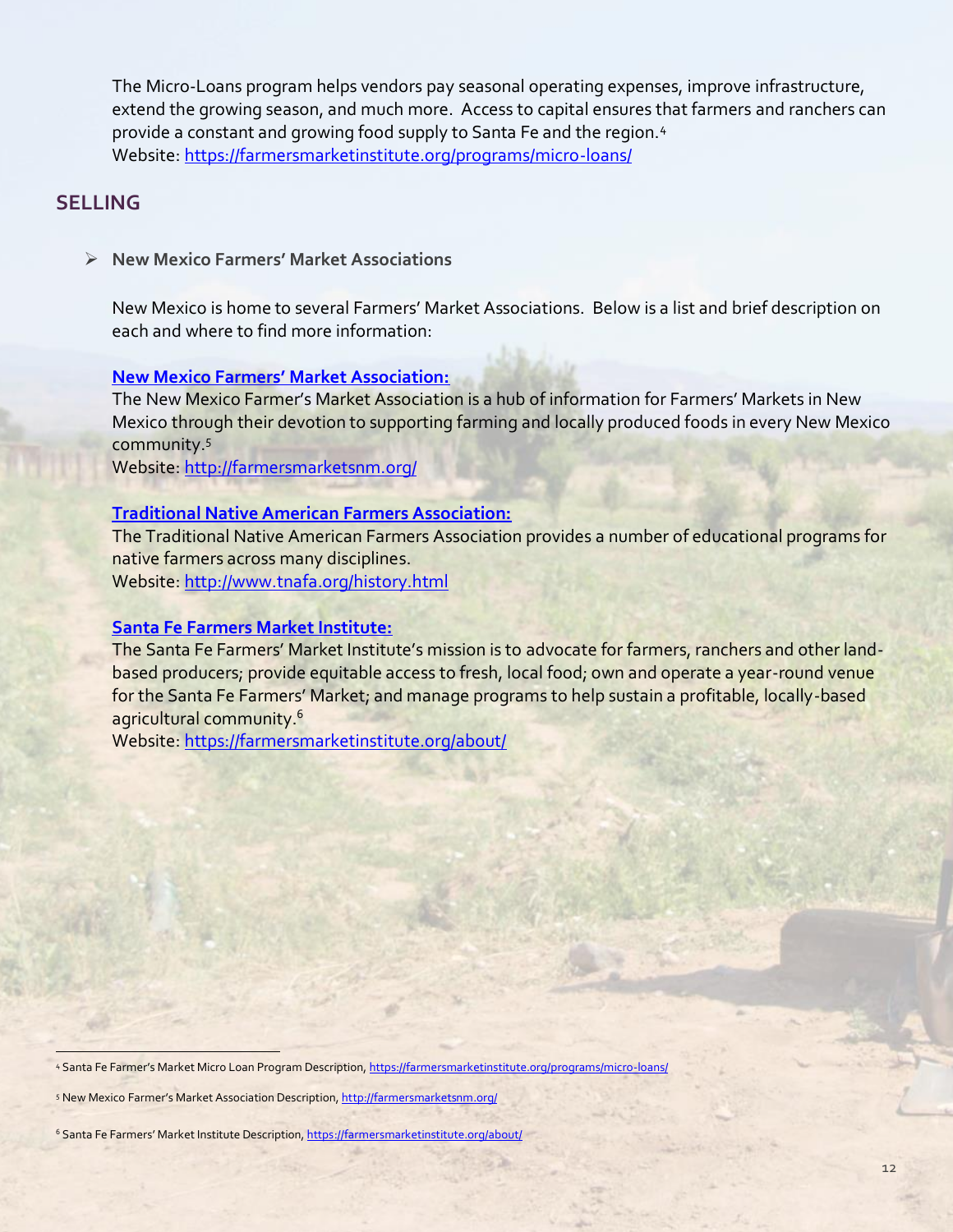The Micro-Loans program helps vendors pay seasonal operating expenses, improve infrastructure, extend the growing season, and much more. Access to capital ensures that farmers and ranchers can provide a constant and growing food supply to Santa Fe and the region.[4]
Website: https://farmersmarketinstitute.org/programs/micro-loans/

## SELLING

- **New Mexico Farmers' Market Associations**

New Mexico is home to several Farmers' Market Associations. Below is a list and brief description on each and where to find more information:

**New Mexico Farmers' Market Association:**
The New Mexico Farmer's Market Association is a hub of information for Farmers' Markets in New Mexico through their devotion to supporting farming and locally produced foods in every New Mexico community.[5]
Website: http://farmersmarketsnm.org/

**Traditional Native American Farmers Association:**
The Traditional Native American Farmers Association provides a number of educational programs for native farmers across many disciplines.
Website: http://www.tnafa.org/history.html

**Santa Fe Farmers Market Institute:**
The Santa Fe Farmers' Market Institute's mission is to advocate for farmers, ranchers and other land-based producers; provide equitable access to fresh, local food; own and operate a year-round venue for the Santa Fe Farmers' Market; and manage programs to help sustain a profitable, locally-based agricultural community.[6]
Website: https://farmersmarketinstitute.org/about/

---

[4] Santa Fe Farmer's Market Micro Loan Program Description, https://farmersmarketinstitute.org/programs/micro-loans/

[5] New Mexico Farmer's Market Association Description, http://farmersmarketsnm.org/

[6] Santa Fe Farmers' Market Institute Description, https://farmersmarketinstitute.org/about/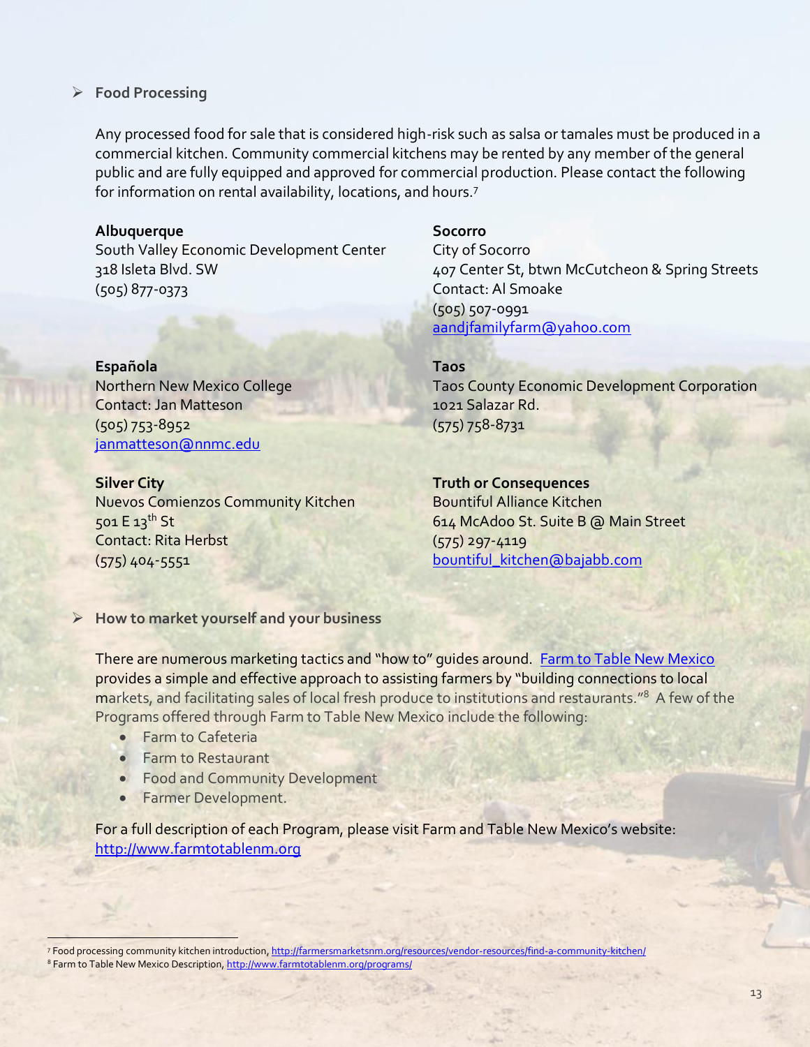- **Food Processing**

Any processed food for sale that is considered high-risk such as salsa or tamales must be produced in a commercial kitchen. Community commercial kitchens may be rented by any member of the general public and are fully equipped and approved for commercial production. Please contact the following for information on rental availability, locations, and hours.[7]

**Albuquerque**
South Valley Economic Development Center
318 Isleta Blvd. SW
(505) 877-0373

**Socorro**
City of Socorro
407 Center St, btwn McCutcheon & Spring Streets
Contact: Al Smoake
(505) 507-0991
aandjfamilyfarm@yahoo.com

**Española**
Northern New Mexico College
Contact: Jan Matteson
(505) 753-8952
janmatteson@nnmc.edu

**Taos**
Taos County Economic Development Corporation
1021 Salazar Rd.
(575) 758-8731

**Silver City**
Nuevos Comienzos Community Kitchen
501 E 13th St
Contact: Rita Herbst
(575) 404-5551

**Truth or Consequences**
Bountiful Alliance Kitchen
614 McAdoo St. Suite B @ Main Street
(575) 297-4119
bountiful_kitchen@bajabb.com

- **How to market yourself and your business**

There are numerous marketing tactics and "how to" guides around. Farm to Table New Mexico provides a simple and effective approach to assisting farmers by "building connections to local markets, and facilitating sales of local fresh produce to institutions and restaurants."[8] A few of the Programs offered through Farm to Table New Mexico include the following:

- Farm to Cafeteria
- Farm to Restaurant
- Food and Community Development
- Farmer Development.

For a full description of each Program, please visit Farm and Table New Mexico's website: http://www.farmtotablenm.org

---

[7] Food processing community kitchen introduction, http://farmersmarketsnm.org/resources/vendor-resources/find-a-community-kitchen/
[8] Farm to Table New Mexico Description, http://www.farmtotablenm.org/programs/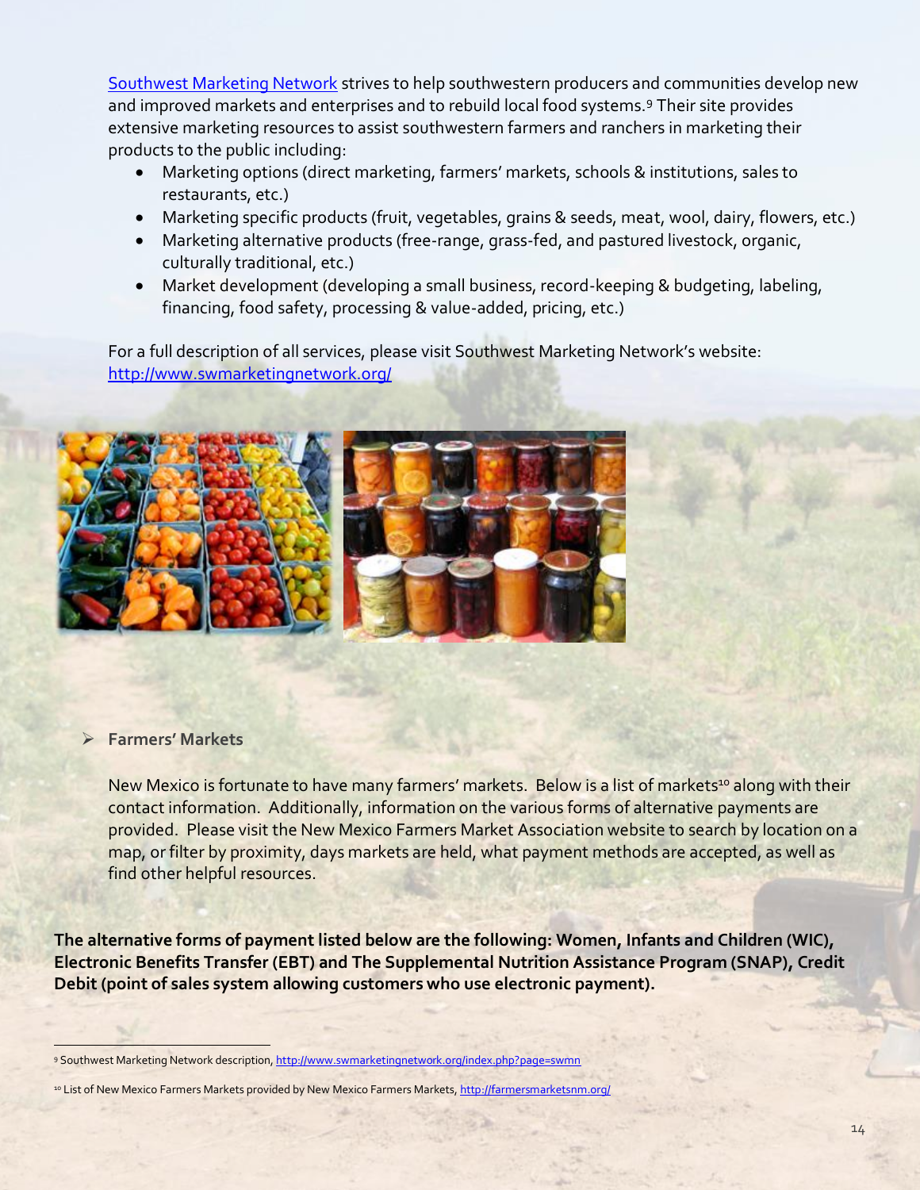Southwest Marketing Network strives to help southwestern producers and communities develop new and improved markets and enterprises and to rebuild local food systems.[9] Their site provides extensive marketing resources to assist southwestern farmers and ranchers in marketing their products to the public including:

- Marketing options (direct marketing, farmers' markets, schools & institutions, sales to restaurants, etc.)
- Marketing specific products (fruit, vegetables, grains & seeds, meat, wool, dairy, flowers, etc.)
- Marketing alternative products (free-range, grass-fed, and pastured livestock, organic, culturally traditional, etc.)
- Market development (developing a small business, record-keeping & budgeting, labeling, financing, food safety, processing & value-added, pricing, etc.)

For a full description of all services, please visit Southwest Marketing Network's website: http://www.swmarketingnetwork.org/

- **Farmers' Markets**

New Mexico is fortunate to have many farmers' markets. Below is a list of markets[10] along with their contact information. Additionally, information on the various forms of alternative payments are provided. Please visit the New Mexico Farmers Market Association website to search by location on a map, or filter by proximity, days markets are held, what payment methods are accepted, as well as find other helpful resources.

**The alternative forms of payment listed below are the following: Women, Infants and Children (WIC), Electronic Benefits Transfer (EBT) and The Supplemental Nutrition Assistance Program (SNAP), Credit Debit (point of sales system allowing customers who use electronic payment).**

---

[9] Southwest Marketing Network description, http://www.swmarketingnetwork.org/index.php?page=swmn

[10] List of New Mexico Farmers Markets provided by New Mexico Farmers Markets, http://farmersmarketsnm.org/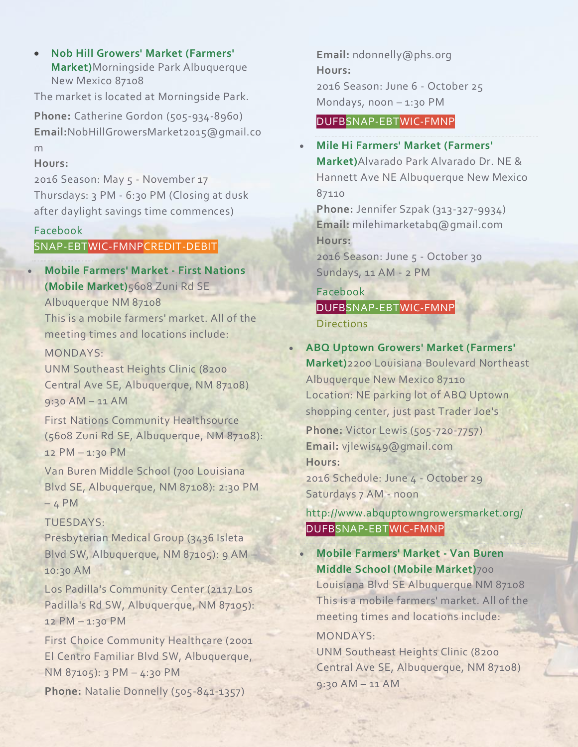- **Nob Hill Growers' Market (Farmers' Market)** Morningside Park Albuquerque New Mexico 87108

The market is located at Morningside Park.

**Phone:** Catherine Gordon (505-934-8960)
**Email:** NobHillGrowersMarket2015@gmail.com
**Hours:**
2016 Season: May 5 - November 17
Thursdays: 3 PM - 6:30 PM (Closing at dusk after daylight savings time commences)

Facebook
SNAP-EBT WIC-FMNP CREDIT-DEBIT

- **Mobile Farmers' Market - First Nations (Mobile Market)** 5608 Zuni Rd SE Albuquerque NM 87108
  This is a mobile farmers' market. All of the meeting times and locations include:

  MONDAYS:
  UNM Southeast Heights Clinic (8200 Central Ave SE, Albuquerque, NM 87108) 9:30 AM – 11 AM

  First Nations Community Healthsource (5608 Zuni Rd SE, Albuquerque, NM 87108): 12 PM – 1:30 PM

  Van Buren Middle School (700 Louisiana Blvd SE, Albuquerque, NM 87108): 2:30 PM – 4 PM

  TUESDAYS:
  Presbyterian Medical Group (3436 Isleta Blvd SW, Albuquerque, NM 87105): 9 AM – 10:30 AM

  Los Padilla's Community Center (2117 Los Padilla's Rd SW, Albuquerque, NM 87105): 12 PM – 1:30 PM

  First Choice Community Healthcare (2001 El Centro Familiar Blvd SW, Albuquerque, NM 87105): 3 PM – 4:30 PM

  **Phone:** Natalie Donnelly (505-841-1357)
  **Email:** ndonnelly@phs.org
  **Hours:**
  2016 Season: June 6 - October 25
  Mondays, noon – 1:30 PM

  DUFB SNAP-EBT WIC-FMNP

- **Mile Hi Farmers' Market (Farmers' Market)** Alvarado Park Alvarado Dr. NE & Hannett Ave NE Albuquerque New Mexico 87110
  **Phone:** Jennifer Szpak (313-327-9934)
  **Email:** milehimarketabq@gmail.com
  **Hours:**
  2016 Season: June 5 - October 30
  Sundays, 11 AM - 2 PM

  Facebook
  DUFB SNAP-EBT WIC-FMNP
  Directions

- **ABQ Uptown Growers' Market (Farmers' Market)** 2200 Louisiana Boulevard Northeast Albuquerque New Mexico 87110
  Location: NE parking lot of ABQ Uptown shopping center, just past Trader Joe's
  **Phone:** Victor Lewis (505-720-7757)
  **Email:** vjlewis49@gmail.com
  **Hours:**
  2016 Schedule: June 4 - October 29
  Saturdays 7 AM - noon

  http://www.abquptowngrowersmarket.org/
  DUFB SNAP-EBT WIC-FMNP

- **Mobile Farmers' Market - Van Buren Middle School (Mobile Market)** 700 Louisiana Blvd SE Albuquerque NM 87108
  This is a mobile farmers' market. All of the meeting times and locations include:

  MONDAYS:
  UNM Southeast Heights Clinic (8200 Central Ave SE, Albuquerque, NM 87108) 9:30 AM – 11 AM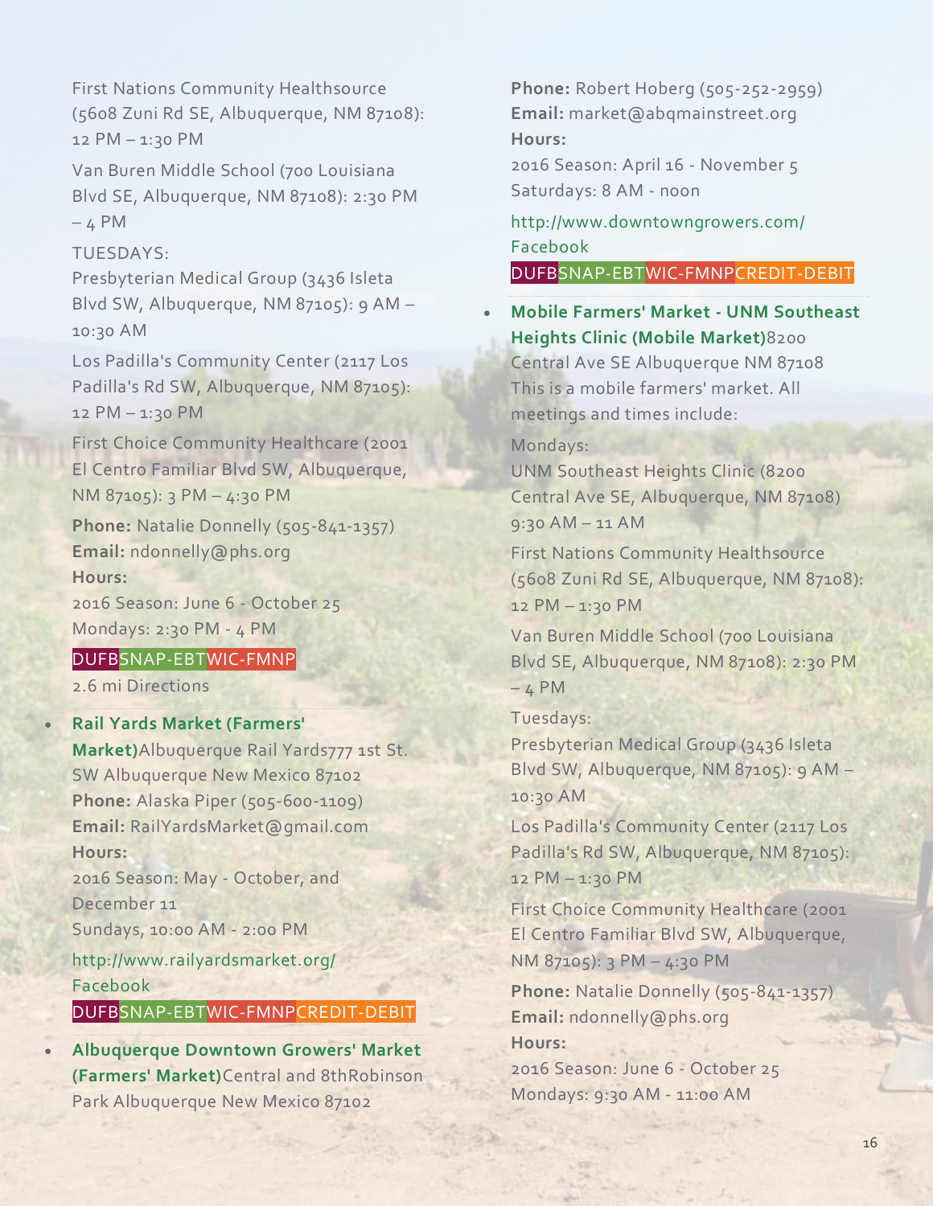First Nations Community Healthsource (5608 Zuni Rd SE, Albuquerque, NM 87108): 12 PM – 1:30 PM

Van Buren Middle School (700 Louisiana Blvd SE, Albuquerque, NM 87108): 2:30 PM – 4 PM

TUESDAYS:
Presbyterian Medical Group (3436 Isleta Blvd SW, Albuquerque, NM 87105): 9 AM – 10:30 AM

Los Padilla's Community Center (2117 Los Padilla's Rd SW, Albuquerque, NM 87105): 12 PM – 1:30 PM

First Choice Community Healthcare (2001 El Centro Familiar Blvd SW, Albuquerque, NM 87105): 3 PM – 4:30 PM

**Phone:** Natalie Donnelly (505-841-1357)
**Email:** ndonnelly@phs.org
**Hours:**
2016 Season: June 6 - October 25
Mondays: 2:30 PM - 4 PM

DUFB SNAP-EBT WIC-FMNP

2.6 mi Directions

- **Rail Yards Market (Farmers' Market)** Albuquerque Rail Yards 777 1st St. SW Albuquerque New Mexico 87102
**Phone:** Alaska Piper (505-600-1109)
**Email:** RailYardsMarket@gmail.com
**Hours:**
2016 Season: May - October, and December 11
Sundays, 10:00 AM - 2:00 PM

http://www.railyardsmarket.org/
Facebook

DUFB SNAP-EBT WIC-FMNP CREDIT-DEBIT

- **Albuquerque Downtown Growers' Market (Farmers' Market)** Central and 8th Robinson Park Albuquerque New Mexico 87102
**Phone:** Robert Hoberg (505-252-2959)
**Email:** market@abqmainstreet.org
**Hours:**
2016 Season: April 16 - November 5
Saturdays: 8 AM - noon

http://www.downtowngrowers.com/
Facebook

DUFB SNAP-EBT WIC-FMNP CREDIT-DEBIT

- **Mobile Farmers' Market - UNM Southeast Heights Clinic (Mobile Market)** 8200 Central Ave SE Albuquerque NM 87108
This is a mobile farmers' market. All meetings and times include:

Mondays:
UNM Southeast Heights Clinic (8200 Central Ave SE, Albuquerque, NM 87108) 9:30 AM – 11 AM

First Nations Community Healthsource (5608 Zuni Rd SE, Albuquerque, NM 87108): 12 PM – 1:30 PM

Van Buren Middle School (700 Louisiana Blvd SE, Albuquerque, NM 87108): 2:30 PM – 4 PM

Tuesdays:
Presbyterian Medical Group (3436 Isleta Blvd SW, Albuquerque, NM 87105): 9 AM – 10:30 AM

Los Padilla's Community Center (2117 Los Padilla's Rd SW, Albuquerque, NM 87105): 12 PM – 1:30 PM

First Choice Community Healthcare (2001 El Centro Familiar Blvd SW, Albuquerque, NM 87105): 3 PM – 4:30 PM

**Phone:** Natalie Donnelly (505-841-1357)
**Email:** ndonnelly@phs.org
**Hours:**
2016 Season: June 6 - October 25
Mondays: 9:30 AM - 11:00 AM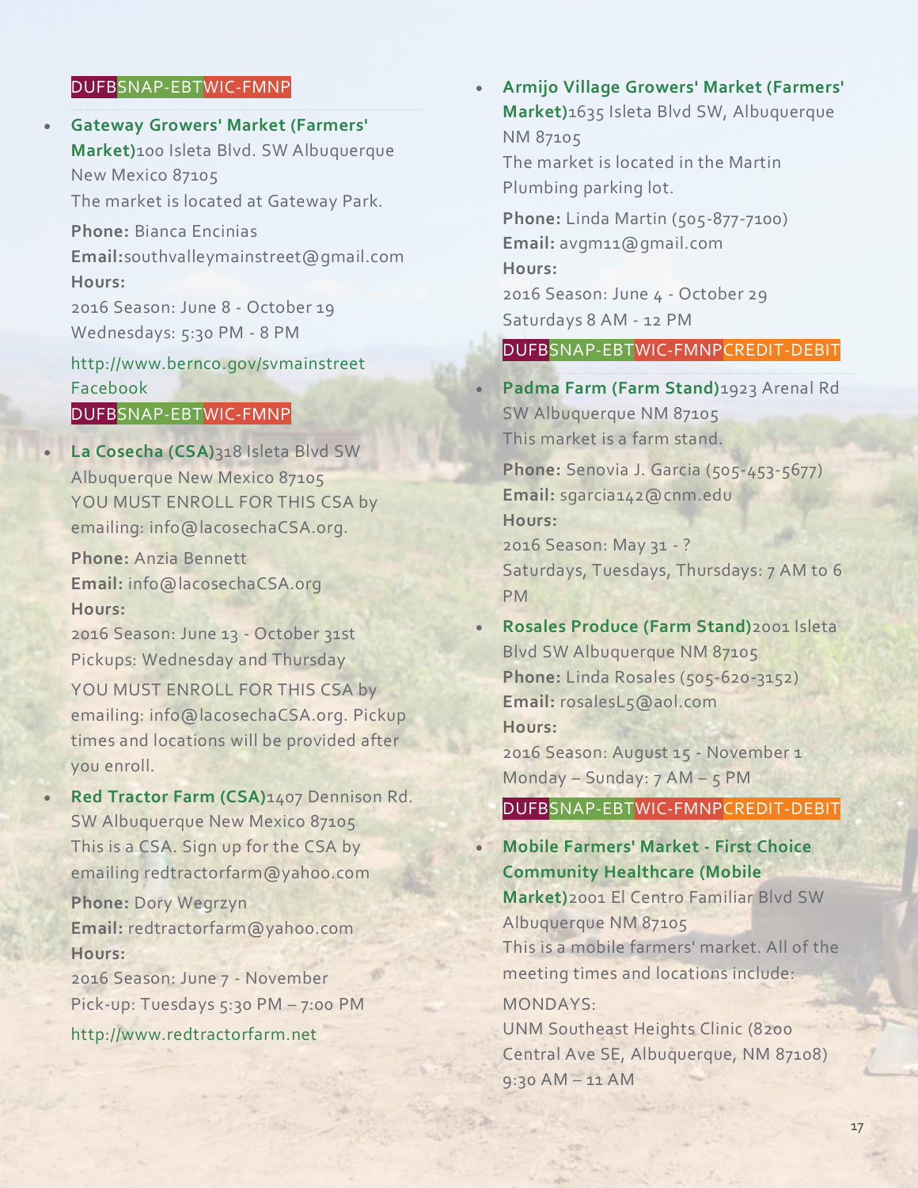DUFBSNAP-EBTWIC-FMNP

- **Gateway Growers' Market (Farmers' Market)**100 Isleta Blvd. SW Albuquerque New Mexico 87105
  The market is located at Gateway Park.

  **Phone:** Bianca Encinias
  **Email:**southvalleymainstreet@gmail.com
  **Hours:**
  2016 Season: June 8 - October 19
  Wednesdays: 5:30 PM - 8 PM

  http://www.bernco.gov/svmainstreet
  Facebook
  DUFBSNAP-EBTWIC-FMNP

- **La Cosecha (CSA)**318 Isleta Blvd SW Albuquerque New Mexico 87105
  YOU MUST ENROLL FOR THIS CSA by emailing: info@lacosechaCSA.org.

  **Phone:** Anzia Bennett
  **Email:** info@lacosechaCSA.org
  **Hours:**
  2016 Season: June 13 - October 31st
  Pickups: Wednesday and Thursday

  YOU MUST ENROLL FOR THIS CSA by emailing: info@lacosechaCSA.org. Pickup times and locations will be provided after you enroll.

- **Red Tractor Farm (CSA)**1407 Dennison Rd. SW Albuquerque New Mexico 87105
  This is a CSA. Sign up for the CSA by emailing redtractorfarm@yahoo.com

  **Phone:** Dory Wegrzyn
  **Email:** redtractorfarm@yahoo.com
  **Hours:**
  2016 Season: June 7 - November
  Pick-up: Tuesdays 5:30 PM – 7:00 PM

  http://www.redtractorfarm.net

- **Armijo Village Growers' Market (Farmers' Market)**1635 Isleta Blvd SW, Albuquerque NM 87105
  The market is located in the Martin Plumbing parking lot.

  **Phone:** Linda Martin (505-877-7100)
  **Email:** avgm11@gmail.com
  **Hours:**
  2016 Season: June 4 - October 29
  Saturdays 8 AM - 12 PM

  DUFBSNAP-EBTWIC-FMNPCREDIT-DEBIT

- **Padma Farm (Farm Stand)**1923 Arenal Rd SW Albuquerque NM 87105
  This market is a farm stand.

  **Phone:** Senovia J. Garcia (505-453-5677)
  **Email:** sgarcia142@cnm.edu
  **Hours:**
  2016 Season: May 31 - ?
  Saturdays, Tuesdays, Thursdays: 7 AM to 6 PM

- **Rosales Produce (Farm Stand)**2001 Isleta Blvd SW Albuquerque NM 87105
  **Phone:** Linda Rosales (505-620-3152)
  **Email:** rosalesL5@aol.com
  **Hours:**
  2016 Season: August 15 - November 1
  Monday – Sunday: 7 AM – 5 PM

  DUFBSNAP-EBTWIC-FMNPCREDIT-DEBIT

- **Mobile Farmers' Market - First Choice Community Healthcare (Mobile Market)**2001 El Centro Familiar Blvd SW Albuquerque NM 87105
  This is a mobile farmers' market. All of the meeting times and locations include:

  MONDAYS:
  UNM Southeast Heights Clinic (8200 Central Ave SE, Albuquerque, NM 87108) 9:30 AM – 11 AM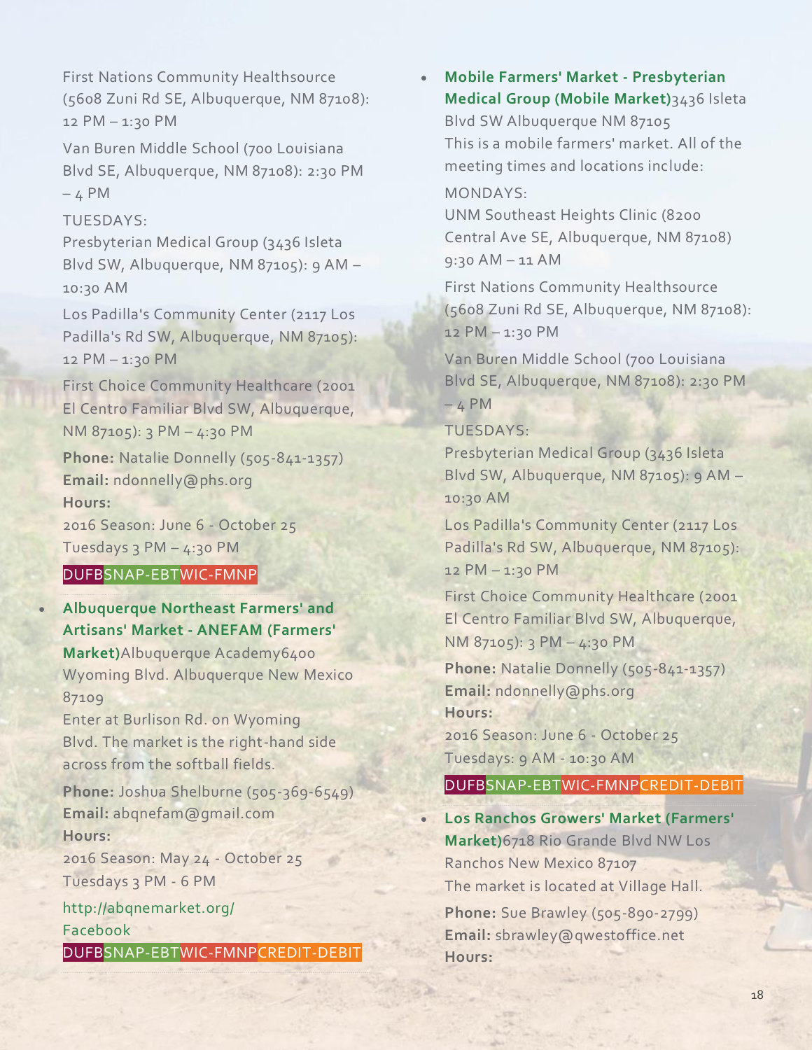First Nations Community Healthsource (5608 Zuni Rd SE, Albuquerque, NM 87108): 12 PM – 1:30 PM

Van Buren Middle School (700 Louisiana Blvd SE, Albuquerque, NM 87108): 2:30 PM – 4 PM

TUESDAYS:

Presbyterian Medical Group (3436 Isleta Blvd SW, Albuquerque, NM 87105): 9 AM – 10:30 AM

Los Padilla's Community Center (2117 Los Padilla's Rd SW, Albuquerque, NM 87105): 12 PM – 1:30 PM

First Choice Community Healthcare (2001 El Centro Familiar Blvd SW, Albuquerque, NM 87105): 3 PM – 4:30 PM

**Phone:** Natalie Donnelly (505-841-1357)
**Email:** ndonnelly@phs.org
**Hours:**
2016 Season: June 6 - October 25
Tuesdays 3 PM – 4:30 PM

DUFB SNAP-EBT WIC-FMNP

- **Albuquerque Northeast Farmers' and Artisans' Market - ANEFAM (Farmers' Market)** Albuquerque Academy 6400 Wyoming Blvd. Albuquerque New Mexico 87109
  Enter at Burlison Rd. on Wyoming Blvd. The market is the right-hand side across from the softball fields.

  **Phone:** Joshua Shelburne (505-369-6549)
  **Email:** abqnefam@gmail.com
  **Hours:**
  2016 Season: May 24 - October 25
  Tuesdays 3 PM - 6 PM

  http://abqnemarket.org/
  Facebook

  DUFB SNAP-EBT WIC-FMNP CREDIT-DEBIT

- **Mobile Farmers' Market - Presbyterian Medical Group (Mobile Market)** 3436 Isleta Blvd SW Albuquerque NM 87105
  This is a mobile farmers' market. All of the meeting times and locations include:

  MONDAYS:

  UNM Southeast Heights Clinic (8200 Central Ave SE, Albuquerque, NM 87108) 9:30 AM – 11 AM

  First Nations Community Healthsource (5608 Zuni Rd SE, Albuquerque, NM 87108): 12 PM – 1:30 PM

  Van Buren Middle School (700 Louisiana Blvd SE, Albuquerque, NM 87108): 2:30 PM – 4 PM

  TUESDAYS:

  Presbyterian Medical Group (3436 Isleta Blvd SW, Albuquerque, NM 87105): 9 AM – 10:30 AM

  Los Padilla's Community Center (2117 Los Padilla's Rd SW, Albuquerque, NM 87105): 12 PM – 1:30 PM

  First Choice Community Healthcare (2001 El Centro Familiar Blvd SW, Albuquerque, NM 87105): 3 PM – 4:30 PM

  **Phone:** Natalie Donnelly (505-841-1357)
  **Email:** ndonnelly@phs.org
  **Hours:**
  2016 Season: June 6 - October 25
  Tuesdays: 9 AM - 10:30 AM

  DUFB SNAP-EBT WIC-FMNP CREDIT-DEBIT

- **Los Ranchos Growers' Market (Farmers' Market)** 6718 Rio Grande Blvd NW Los Ranchos New Mexico 87107
  The market is located at Village Hall.

  **Phone:** Sue Brawley (505-890-2799)
  **Email:** sbrawley@qwestoffice.net
  **Hours:**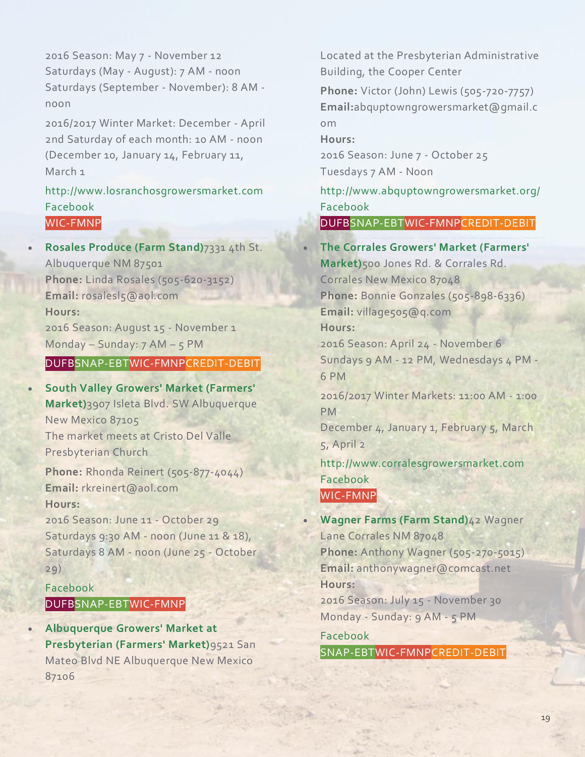2016 Season: May 7 - November 12
Saturdays (May - August): 7 AM - noon
Saturdays (September - November): 8 AM - noon

2016/2017 Winter Market: December - April
2nd Saturday of each month: 10 AM - noon
(December 10, January 14, February 11, March 1

http://www.losranchosgrowersmarket.com
Facebook
WIC-FMNP

- **Rosales Produce (Farm Stand)**7331 4th St. Albuquerque NM 87501
**Phone:** Linda Rosales (505-620-3152)
**Email:** rosalesl5@aol.com
**Hours:**
2016 Season: August 15 - November 1
Monday – Sunday: 7 AM – 5 PM

DUFBSNAP-EBTWIC-FMNPCREDIT-DEBIT

- **South Valley Growers' Market (Farmers' Market)**3907 Isleta Blvd. SW Albuquerque New Mexico 87105
The market meets at Cristo Del Valle Presbyterian Church

**Phone:** Rhonda Reinert (505-877-4044)
**Email:** rkreinert@aol.com
**Hours:**
2016 Season: June 11 - October 29
Saturdays 9:30 AM - noon (June 11 & 18), Saturdays 8 AM - noon (June 25 - October 29)

Facebook
DUFBSNAP-EBTWIC-FMNP

- **Albuquerque Growers' Market at Presbyterian (Farmers' Market)**9521 San Mateo Blvd NE Albuquerque New Mexico 87106
Located at the Presbyterian Administrative Building, the Cooper Center

**Phone:** Victor (John) Lewis (505-720-7757)
**Email:**abqquptowngrowersmarket@gmail.com
**Hours:**
2016 Season: June 7 - October 25
Tuesdays 7 AM - Noon

http://www.abqquptowngrowersmarket.org/
Facebook
DUFBSNAP-EBTWIC-FMNPCREDIT-DEBIT

- **The Corrales Growers' Market (Farmers' Market)**500 Jones Rd. & Corrales Rd. Corrales New Mexico 87048
**Phone:** Bonnie Gonzales (505-898-6336)
**Email:** village505@q.com
**Hours:**
2016 Season: April 24 - November 6
Sundays 9 AM - 12 PM, Wednesdays 4 PM - 6 PM

2016/2017 Winter Markets: 11:00 AM - 1:00 PM
December 4, January 1, February 5, March 5, April 2

http://www.corralesgrowersmarket.com
Facebook
WIC-FMNP

- **Wagner Farms (Farm Stand)**42 Wagner Lane Corrales NM 87048
**Phone:** Anthony Wagner (505-270-5015)
**Email:** anthonywagner@comcast.net
**Hours:**
2016 Season: July 15 - November 30
Monday - Sunday: 9 AM - 5 PM

Facebook
SNAP-EBTWIC-FMNPCREDIT-DEBIT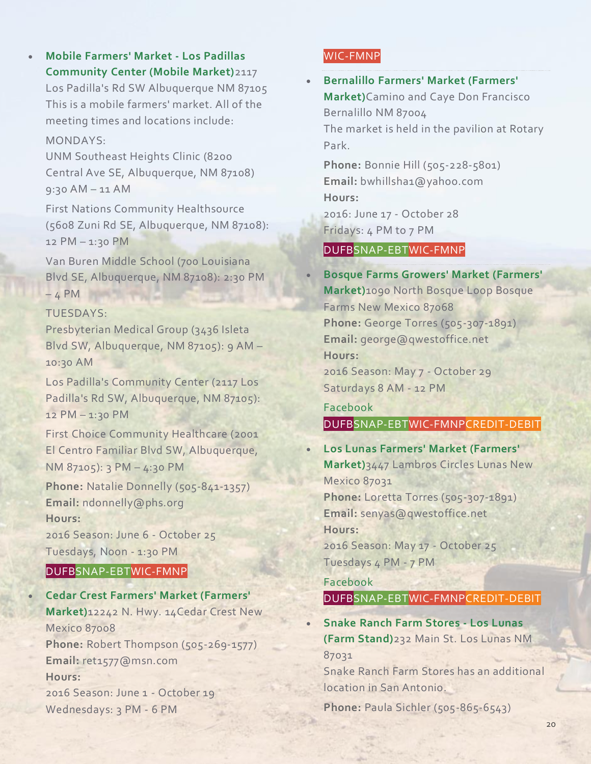- **Mobile Farmers' Market - Los Padillas Community Center (Mobile Market)**2117 Los Padilla's Rd SW Albuquerque NM 87105
  This is a mobile farmers' market. All of the meeting times and locations include:

  MONDAYS:

  UNM Southeast Heights Clinic (8200 Central Ave SE, Albuquerque, NM 87108) 9:30 AM – 11 AM

  First Nations Community Healthsource (5608 Zuni Rd SE, Albuquerque, NM 87108): 12 PM – 1:30 PM

  Van Buren Middle School (700 Louisiana Blvd SE, Albuquerque, NM 87108): 2:30 PM – 4 PM

  TUESDAYS:

  Presbyterian Medical Group (3436 Isleta Blvd SW, Albuquerque, NM 87105): 9 AM – 10:30 AM

  Los Padilla's Community Center (2117 Los Padilla's Rd SW, Albuquerque, NM 87105): 12 PM – 1:30 PM

  First Choice Community Healthcare (2001 El Centro Familiar Blvd SW, Albuquerque, NM 87105): 3 PM – 4:30 PM

  **Phone:** Natalie Donnelly (505-841-1357)
  **Email:** ndonnelly@phs.org
  **Hours:**
  2016 Season: June 6 - October 25
  Tuesdays, Noon - 1:30 PM

  DUFB SNAP-EBT WIC-FMNP

- **Cedar Crest Farmers' Market (Farmers' Market)**12242 N. Hwy. 14Cedar Crest New Mexico 87008
  **Phone:** Robert Thompson (505-269-1577)
  **Email:** ret1577@msn.com
  **Hours:**
  2016 Season: June 1 - October 19
  Wednesdays: 3 PM - 6 PM

  WIC-FMNP

- **Bernalillo Farmers' Market (Farmers' Market)**Camino and Caye Don Francisco Bernalillo NM 87004
  The market is held in the pavilion at Rotary Park.

  **Phone:** Bonnie Hill (505-228-5801)
  **Email:** bwhillsha1@yahoo.com
  **Hours:**
  2016: June 17 - October 28
  Fridays: 4 PM to 7 PM

  DUFB SNAP-EBT WIC-FMNP

- **Bosque Farms Growers' Market (Farmers' Market)**1090 North Bosque Loop Bosque Farms New Mexico 87068
  **Phone:** George Torres (505-307-1891)
  **Email:** george@qwestoffice.net
  **Hours:**
  2016 Season: May 7 - October 29
  Saturdays 8 AM - 12 PM

  Facebook

  DUFB SNAP-EBT WIC-FMNP CREDIT-DEBIT

- **Los Lunas Farmers' Market (Farmers' Market)**3447 Lambros Circles Lunas New Mexico 87031
  **Phone:** Loretta Torres (505-307-1891)
  **Email:** senyas@qwestoffice.net
  **Hours:**
  2016 Season: May 17 - October 25
  Tuesdays 4 PM - 7 PM

  Facebook

  DUFB SNAP-EBT WIC-FMNP CREDIT-DEBIT

- **Snake Ranch Farm Stores - Los Lunas (Farm Stand)**232 Main St. Los Lunas NM 87031
  Snake Ranch Farm Stores has an additional location in San Antonio.

  **Phone:** Paula Sichler (505-865-6543)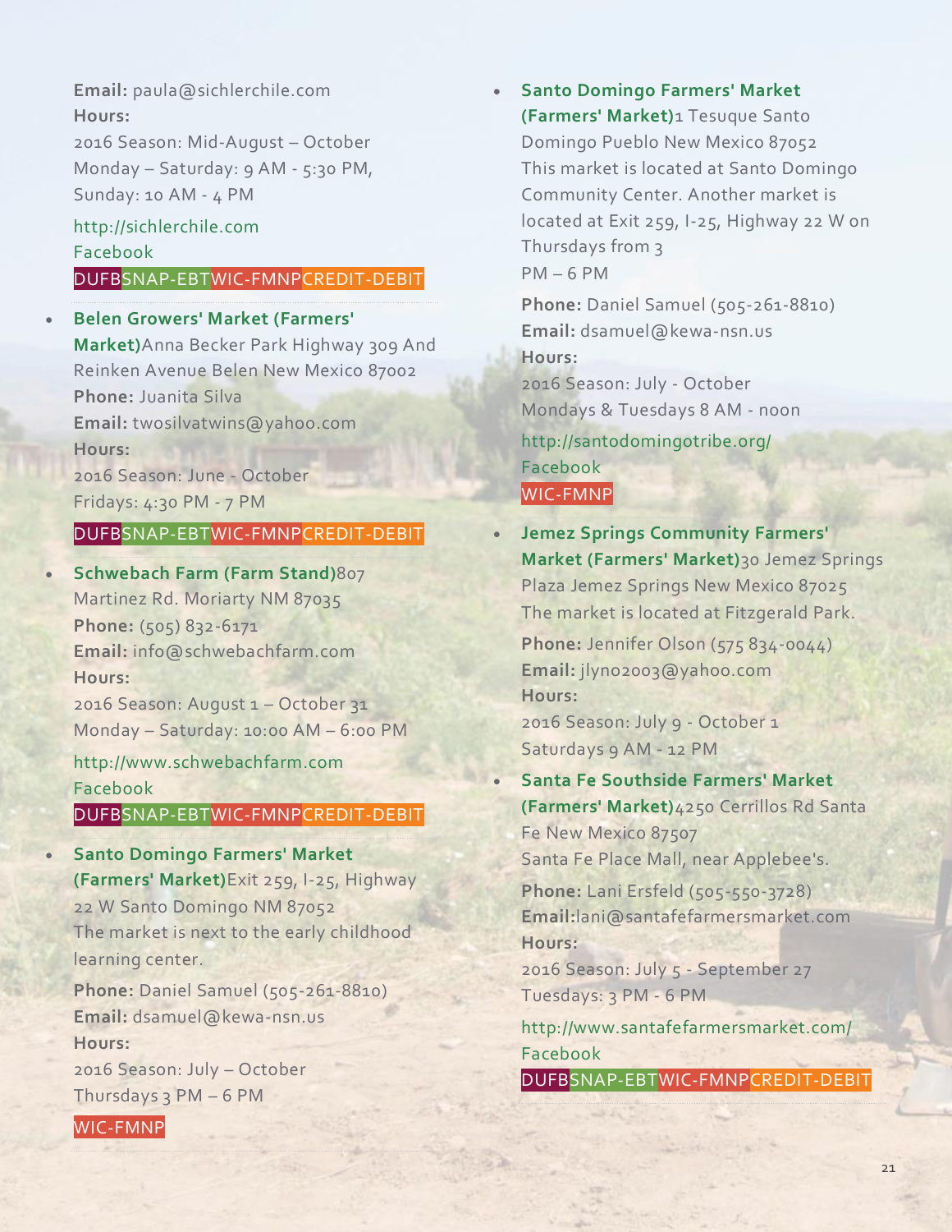**Email:** paula@sichlerchile.com
**Hours:**
2016 Season: Mid-August – October
Monday – Saturday: 9 AM - 5:30 PM,
Sunday: 10 AM - 4 PM

http://sichlerchile.com
Facebook
DUFBSNAP-EBTWIC-FMNPCREDIT-DEBIT

- **Belen Growers' Market (Farmers' Market)**Anna Becker Park Highway 309 And Reinken Avenue Belen New Mexico 87002
  **Phone:** Juanita Silva
  **Email:** twosilvatwins@yahoo.com
  **Hours:**
  2016 Season: June - October
  Fridays: 4:30 PM - 7 PM

  DUFBSNAP-EBTWIC-FMNPCREDIT-DEBIT

- **Schwebach Farm (Farm Stand)**807 Martinez Rd. Moriarty NM 87035
  **Phone:** (505) 832-6171
  **Email:** info@schwebachfarm.com
  **Hours:**
  2016 Season: August 1 – October 31
  Monday – Saturday: 10:00 AM – 6:00 PM

  http://www.schwebachfarm.com
  Facebook
  DUFBSNAP-EBTWIC-FMNPCREDIT-DEBIT

- **Santo Domingo Farmers' Market (Farmers' Market)**Exit 259, I-25, Highway 22 W Santo Domingo NM 87052
  The market is next to the early childhood learning center.

  **Phone:** Daniel Samuel (505-261-8810)
  **Email:** dsamuel@kewa-nsn.us
  **Hours:**
  2016 Season: July – October
  Thursdays 3 PM – 6 PM

  WIC-FMNP

- **Santo Domingo Farmers' Market (Farmers' Market)**1 Tesuque Santo Domingo Pueblo New Mexico 87052
  This market is located at Santo Domingo Community Center. Another market is located at Exit 259, I-25, Highway 22 W on Thursdays from 3 PM – 6 PM

  **Phone:** Daniel Samuel (505-261-8810)
  **Email:** dsamuel@kewa-nsn.us
  **Hours:**
  2016 Season: July - October
  Mondays & Tuesdays 8 AM - noon

  http://santodomingotribe.org/
  Facebook
  WIC-FMNP

- **Jemez Springs Community Farmers' Market (Farmers' Market)**30 Jemez Springs Plaza Jemez Springs New Mexico 87025
  The market is located at Fitzgerald Park.

  **Phone:** Jennifer Olson (575 834-0044)
  **Email:** jlyno2003@yahoo.com
  **Hours:**
  2016 Season: July 9 - October 1
  Saturdays 9 AM - 12 PM

- **Santa Fe Southside Farmers' Market (Farmers' Market)**4250 Cerrillos Rd Santa Fe New Mexico 87507
  Santa Fe Place Mall, near Applebee's.

  **Phone:** Lani Ersfeld (505-550-3728)
  **Email:**lani@santafefarmersmarket.com
  **Hours:**
  2016 Season: July 5 - September 27
  Tuesdays: 3 PM - 6 PM

  http://www.santafefarmersmarket.com/
  Facebook
  DUFBSNAP-EBTWIC-FMNPCREDIT-DEBIT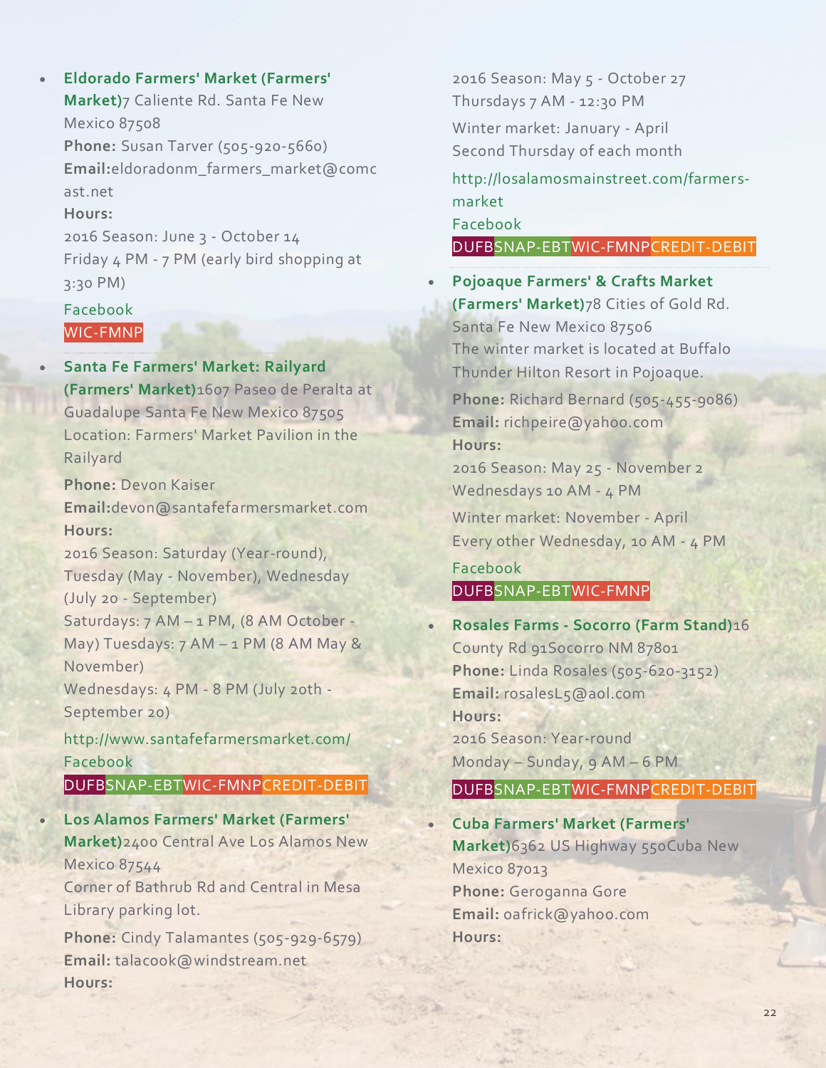- **Eldorado Farmers' Market (Farmers' Market)**7 Caliente Rd. Santa Fe New Mexico 87508
  **Phone:** Susan Tarver (505-920-5660)
  **Email:**eldoradonm_farmers_market@comcast.net
  **Hours:**
  2016 Season: June 3 - October 14
  Friday 4 PM - 7 PM (early bird shopping at 3:30 PM)

  Facebook
  WIC-FMNP

- **Santa Fe Farmers' Market: Railyard (Farmers' Market)**1607 Paseo de Peralta at Guadalupe Santa Fe New Mexico 87505
  Location: Farmers' Market Pavilion in the Railyard

  **Phone:** Devon Kaiser
  **Email:**devon@santafefarmersmarket.com
  **Hours:**
  2016 Season: Saturday (Year-round), Tuesday (May - November), Wednesday (July 20 - September)
  Saturdays: 7 AM – 1 PM, (8 AM October - May) Tuesdays: 7 AM – 1 PM (8 AM May & November)
  Wednesdays: 4 PM - 8 PM (July 20th - September 20)

  http://www.santafefarmersmarket.com/
  Facebook
  DUFBSNAP-EBTWIC-FMNPCREDIT-DEBIT

- **Los Alamos Farmers' Market (Farmers' Market)**2400 Central Ave Los Alamos New Mexico 87544
  Corner of Bathrub Rd and Central in Mesa Library parking lot.

  **Phone:** Cindy Talamantes (505-929-6579)
  **Email:** talacook@windstream.net
  **Hours:**
  2016 Season: May 5 - October 27
  Thursdays 7 AM - 12:30 PM

  Winter market: January - April
  Second Thursday of each month

  http://losalamosmainstreet.com/farmers-market
  Facebook
  DUFBSNAP-EBTWIC-FMNPCREDIT-DEBIT

- **Pojoaque Farmers' & Crafts Market (Farmers' Market)**78 Cities of Gold Rd. Santa Fe New Mexico 87506
  The winter market is located at Buffalo Thunder Hilton Resort in Pojoaque.

  **Phone:** Richard Bernard (505-455-9086)
  **Email:** richpeire@yahoo.com
  **Hours:**
  2016 Season: May 25 - November 2
  Wednesdays 10 AM - 4 PM

  Winter market: November - April
  Every other Wednesday, 10 AM - 4 PM

  Facebook
  DUFBSNAP-EBTWIC-FMNP

- **Rosales Farms - Socorro (Farm Stand)**16 County Rd 91Socorro NM 87801
  **Phone:** Linda Rosales (505-620-3152)
  **Email:** rosalesL5@aol.com
  **Hours:**
  2016 Season: Year-round
  Monday – Sunday, 9 AM – 6 PM

  DUFBSNAP-EBTWIC-FMNPCREDIT-DEBIT

- **Cuba Farmers' Market (Farmers' Market)**6362 US Highway 550Cuba New Mexico 87013
  **Phone:** Geroganna Gore
  **Email:** oafrick@yahoo.com
  **Hours:**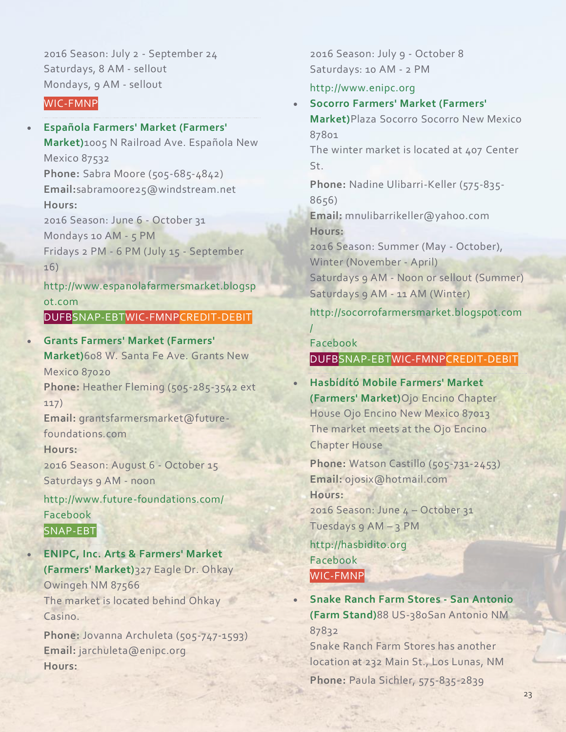2016 Season: July 2 - September 24
Saturdays, 8 AM - sellout
Mondays, 9 AM - sellout

WIC-FMNP

- **Española Farmers' Market (Farmers' Market)**1005 N Railroad Ave. Española New Mexico 87532
  **Phone:** Sabra Moore (505-685-4842)
  **Email:**sabramoore25@windstream.net
  **Hours:**
  2016 Season: June 6 - October 31
  Mondays 10 AM - 5 PM
  Fridays 2 PM - 6 PM (July 15 - September 16)

  http://www.espanolafarmersmarket.blogspot.com

  DUFB SNAP-EBT WIC-FMNP CREDIT-DEBIT

- **Grants Farmers' Market (Farmers' Market)**608 W. Santa Fe Ave. Grants New Mexico 87020
  **Phone:** Heather Fleming (505-285-3542 ext 117)
  **Email:** grantsfarmersmarket@future-foundations.com
  **Hours:**
  2016 Season: August 6 - October 15
  Saturdays 9 AM - noon

  http://www.future-foundations.com/
  Facebook

  SNAP-EBT

- **ENIPC, Inc. Arts & Farmers' Market (Farmers' Market)**327 Eagle Dr. Ohkay Owingeh NM 87566
  The market is located behind Ohkay Casino.

  **Phone:** Jovanna Archuleta (505-747-1593)
  **Email:** jarchuleta@enipc.org
  **Hours:**
  2016 Season: July 9 - October 8
  Saturdays: 10 AM - 2 PM

  http://www.enipc.org

- **Socorro Farmers' Market (Farmers' Market)**Plaza Socorro Socorro New Mexico 87801
  The winter market is located at 407 Center St.

  **Phone:** Nadine Ulibarri-Keller (575-835-8656)
  **Email:** mnulibarrikeller@yahoo.com
  **Hours:**
  2016 Season: Summer (May - October), Winter (November - April)
  Saturdays 9 AM - Noon or sellout (Summer)
  Saturdays 9 AM - 11 AM (Winter)

  http://socorrofarmersmarket.blogspot.com/
  Facebook

  DUFB SNAP-EBT WIC-FMNP CREDIT-DEBIT

- **Hasbídító Mobile Farmers' Market (Farmers' Market)**Ojo Encino Chapter House Ojo Encino New Mexico 87013
  The market meets at the Ojo Encino Chapter House

  **Phone:** Watson Castillo (505-731-2453)
  **Email:** ojosix@hotmail.com
  **Hours:**
  2016 Season: June 4 – October 31
  Tuesdays 9 AM – 3 PM

  http://hasbidito.org
  Facebook

  WIC-FMNP

- **Snake Ranch Farm Stores - San Antonio (Farm Stand)**88 US-380San Antonio NM 87832
  Snake Ranch Farm Stores has another location at 232 Main St., Los Lunas, NM

  **Phone:** Paula Sichler, 575-835-2839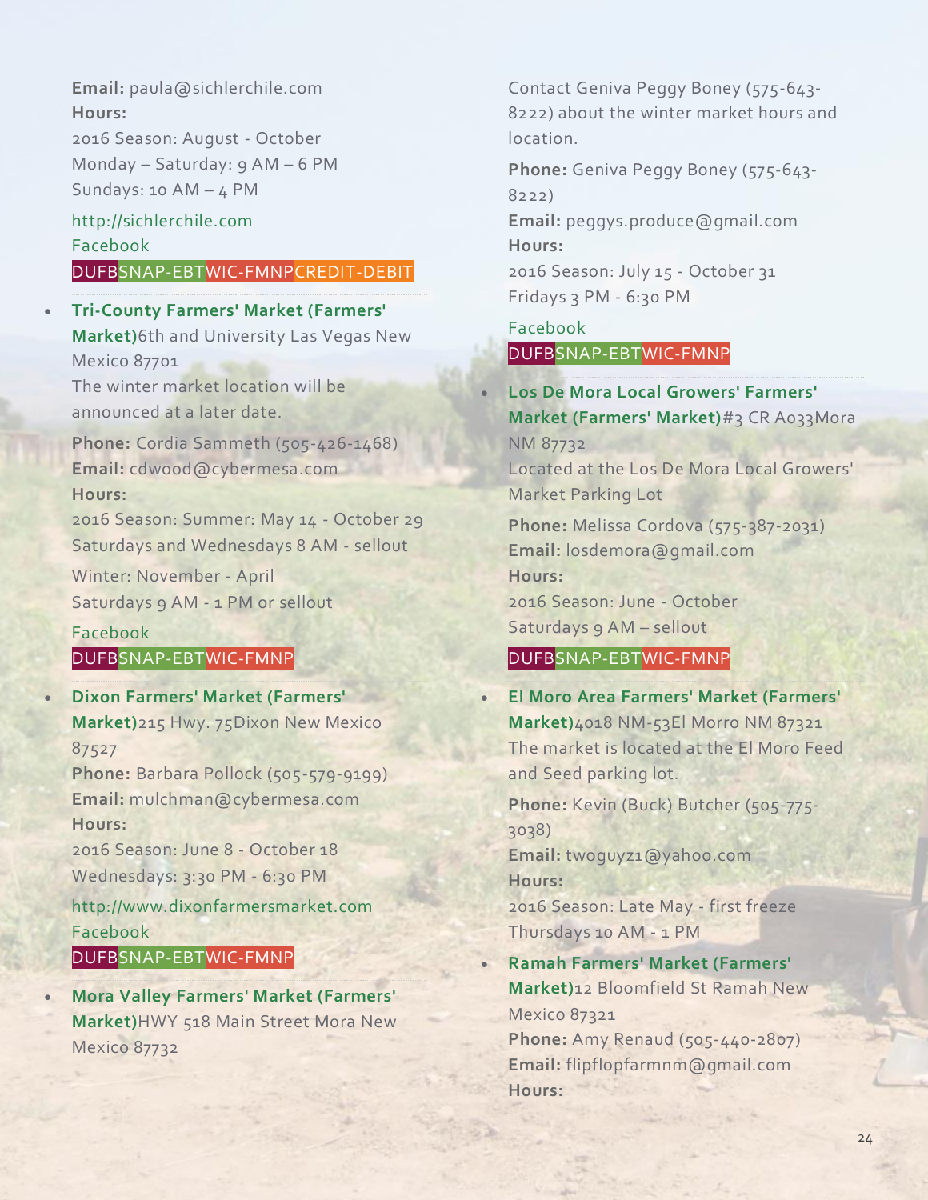**Email:** paula@sichlerchile.com
**Hours:**
2016 Season: August - October
Monday – Saturday: 9 AM – 6 PM
Sundays: 10 AM – 4 PM

http://sichlerchile.com
Facebook
DUFBSNAP-EBTWIC-FMNPCREDIT-DEBIT

- **Tri-County Farmers' Market (Farmers' Market)**6th and University Las Vegas New Mexico 87701
  The winter market location will be announced at a later date.

  **Phone:** Cordia Sammeth (505-426-1468)
  **Email:** cdwood@cybermesa.com
  **Hours:**
  2016 Season: Summer: May 14 - October 29
  Saturdays and Wednesdays 8 AM - sellout

  Winter: November - April
  Saturdays 9 AM - 1 PM or sellout

  Facebook
  DUFBSNAP-EBTWIC-FMNP

- **Dixon Farmers' Market (Farmers' Market)**215 Hwy. 75Dixon New Mexico 87527
  **Phone:** Barbara Pollock (505-579-9199)
  **Email:** mulchman@cybermesa.com
  **Hours:**
  2016 Season: June 8 - October 18
  Wednesdays: 3:30 PM - 6:30 PM

  http://www.dixonfarmersmarket.com
  Facebook
  DUFBSNAP-EBTWIC-FMNP

- **Mora Valley Farmers' Market (Farmers' Market)**HWY 518 Main Street Mora New Mexico 87732
  Contact Geniva Peggy Boney (575-643-8222) about the winter market hours and location.

  **Phone:** Geniva Peggy Boney (575-643-8222)
  **Email:** peggys.produce@gmail.com
  **Hours:**
  2016 Season: July 15 - October 31
  Fridays 3 PM - 6:30 PM

  Facebook
  DUFBSNAP-EBTWIC-FMNP

- **Los De Mora Local Growers' Farmers' Market (Farmers' Market)**#3 CR A033Mora NM 87732
  Located at the Los De Mora Local Growers' Market Parking Lot

  **Phone:** Melissa Cordova (575-387-2031)
  **Email:** losdemora@gmail.com
  **Hours:**
  2016 Season: June - October
  Saturdays 9 AM – sellout

  DUFBSNAP-EBTWIC-FMNP

- **El Moro Area Farmers' Market (Farmers' Market)**4018 NM-53El Morro NM 87321
  The market is located at the El Moro Feed and Seed parking lot.

  **Phone:** Kevin (Buck) Butcher (505-775-3038)
  **Email:** twoguyz1@yahoo.com
  **Hours:**
  2016 Season: Late May - first freeze
  Thursdays 10 AM - 1 PM

- **Ramah Farmers' Market (Farmers' Market)**12 Bloomfield St Ramah New Mexico 87321
  **Phone:** Amy Renaud (505-440-2807)
  **Email:** flipflopfarmnm@gmail.com
  **Hours:**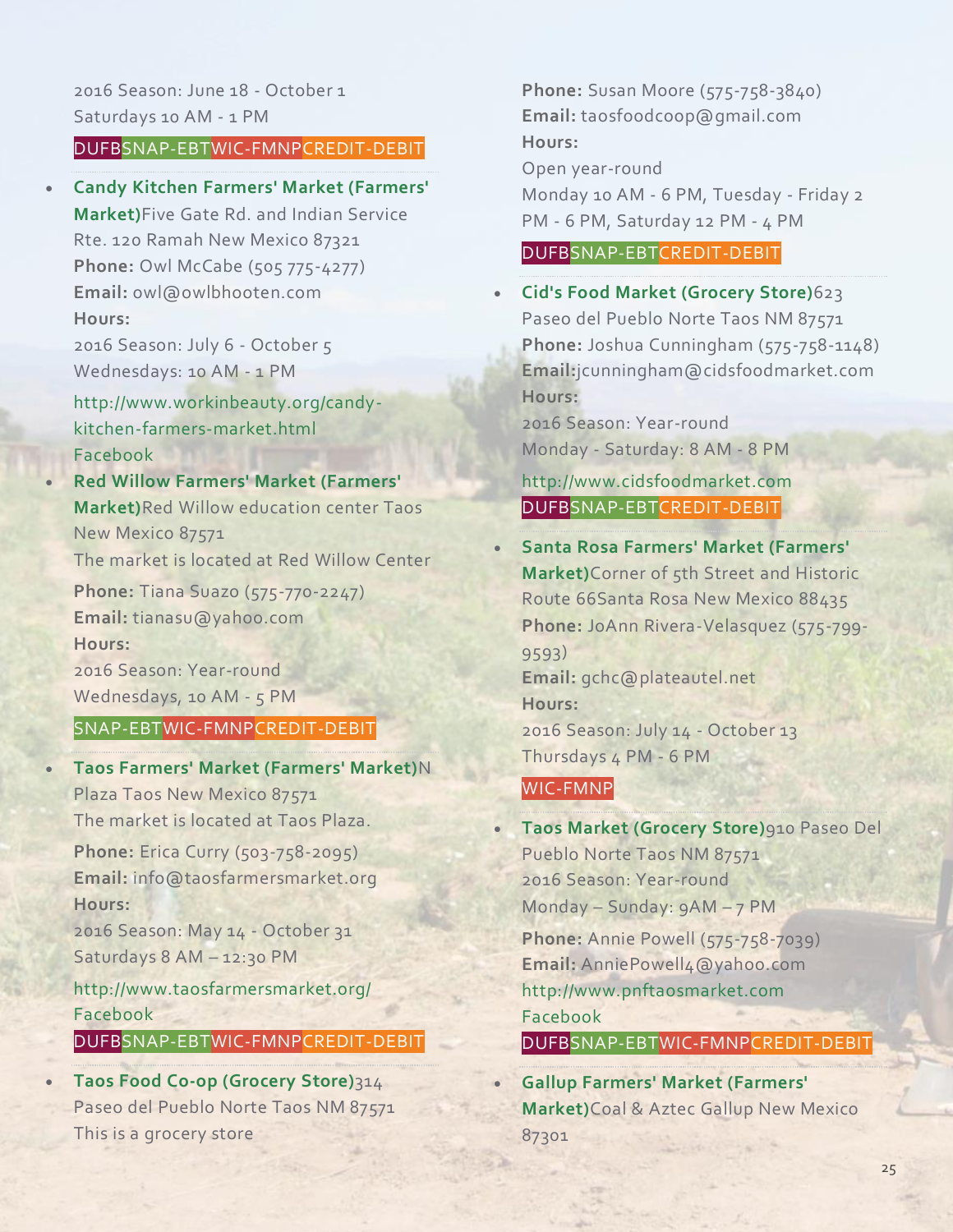2016 Season: June 18 - October 1
Saturdays 10 AM - 1 PM

DUFB SNAP-EBT WIC-FMNP CREDIT-DEBIT

- **Candy Kitchen Farmers' Market (Farmers' Market)** Five Gate Rd. and Indian Service Rte. 120 Ramah New Mexico 87321
  **Phone:** Owl McCabe (505 775-4277)
  **Email:** owl@owlbhooten.com
  **Hours:**
  2016 Season: July 6 - October 5
  Wednesdays: 10 AM - 1 PM

  http://www.workinbeauty.org/candy-kitchen-farmers-market.html
  Facebook

- **Red Willow Farmers' Market (Farmers' Market)** Red Willow education center Taos New Mexico 87571
  The market is located at Red Willow Center

  **Phone:** Tiana Suazo (575-770-2247)
  **Email:** tianasu@yahoo.com
  **Hours:**
  2016 Season: Year-round
  Wednesdays, 10 AM - 5 PM

  SNAP-EBT WIC-FMNP CREDIT-DEBIT

- **Taos Farmers' Market (Farmers' Market)** N Plaza Taos New Mexico 87571
  The market is located at Taos Plaza.

  **Phone:** Erica Curry (503-758-2095)
  **Email:** info@taosfarmersmarket.org
  **Hours:**
  2016 Season: May 14 - October 31
  Saturdays 8 AM – 12:30 PM

  http://www.taosfarmersmarket.org/
  Facebook

  DUFB SNAP-EBT WIC-FMNP CREDIT-DEBIT

- **Taos Food Co-op (Grocery Store)** 314 Paseo del Pueblo Norte Taos NM 87571
  This is a grocery store

  **Phone:** Susan Moore (575-758-3840)
  **Email:** taosfoodcoop@gmail.com
  **Hours:**
  Open year-round
  Monday 10 AM - 6 PM, Tuesday - Friday 2 PM - 6 PM, Saturday 12 PM - 4 PM

  DUFB SNAP-EBT CREDIT-DEBIT

- **Cid's Food Market (Grocery Store)** 623 Paseo del Pueblo Norte Taos NM 87571
  **Phone:** Joshua Cunningham (575-758-1148)
  **Email:** jcunningham@cidsfoodmarket.com
  **Hours:**
  2016 Season: Year-round
  Monday - Saturday: 8 AM - 8 PM

  http://www.cidsfoodmarket.com
  DUFB SNAP-EBT CREDIT-DEBIT

- **Santa Rosa Farmers' Market (Farmers' Market)** Corner of 5th Street and Historic Route 66Santa Rosa New Mexico 88435
  **Phone:** JoAnn Rivera-Velasquez (575-799-9593)
  **Email:** gchc@plateautel.net
  **Hours:**
  2016 Season: July 14 - October 13
  Thursdays 4 PM - 6 PM

  WIC-FMNP

- **Taos Market (Grocery Store)** 910 Paseo Del Pueblo Norte Taos NM 87571
  2016 Season: Year-round
  Monday – Sunday: 9AM – 7 PM

  **Phone:** Annie Powell (575-758-7039)
  **Email:** AnniePowell4@yahoo.com
  http://www.pnftaosmarket.com
  Facebook

  DUFB SNAP-EBT WIC-FMNP CREDIT-DEBIT

- **Gallup Farmers' Market (Farmers' Market)** Coal & Aztec Gallup New Mexico 87301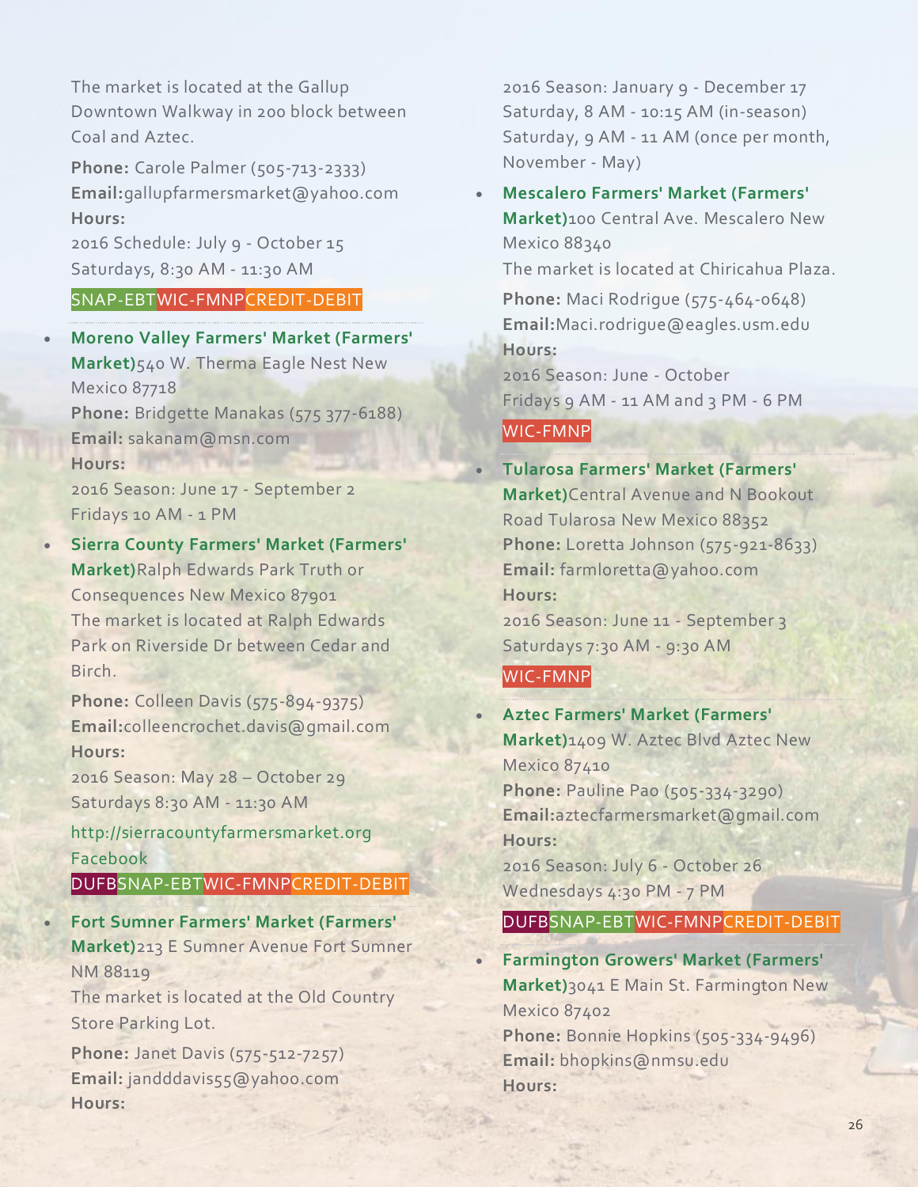The market is located at the Gallup Downtown Walkway in 200 block between Coal and Aztec.

**Phone:** Carole Palmer (505-713-2333)
**Email:**gallupfarmersmarket@yahoo.com
**Hours:**
2016 Schedule: July 9 - October 15
Saturdays, 8:30 AM - 11:30 AM

SNAP-EBT WIC-FMNP CREDIT-DEBIT

- **Moreno Valley Farmers' Market (Farmers' Market)**540 W. Therma Eagle Nest New Mexico 87718
  **Phone:** Bridgette Manakas (575 377-6188)
  **Email:** sakanam@msn.com
  **Hours:**
  2016 Season: June 17 - September 2
  Fridays 10 AM - 1 PM

- **Sierra County Farmers' Market (Farmers' Market)**Ralph Edwards Park Truth or Consequences New Mexico 87901
  The market is located at Ralph Edwards Park on Riverside Dr between Cedar and Birch.

  **Phone:** Colleen Davis (575-894-9375)
  **Email:**colleencrochet.davis@gmail.com
  **Hours:**
  2016 Season: May 28 – October 29
  Saturdays 8:30 AM - 11:30 AM

  http://sierracountyfarmersmarket.org
  Facebook

  DUFB SNAP-EBT WIC-FMNP CREDIT-DEBIT

- **Fort Sumner Farmers' Market (Farmers' Market)**213 E Sumner Avenue Fort Sumner NM 88119
  The market is located at the Old Country Store Parking Lot.

  **Phone:** Janet Davis (575-512-7257)
  **Email:** jandddavis55@yahoo.com
  **Hours:**
  2016 Season: January 9 - December 17
  Saturday, 8 AM - 10:15 AM (in-season)
  Saturday, 9 AM - 11 AM (once per month, November - May)

- **Mescalero Farmers' Market (Farmers' Market)**100 Central Ave. Mescalero New Mexico 88340
  The market is located at Chiricahua Plaza.

  **Phone:** Maci Rodrigue (575-464-0648)
  **Email:**Maci.rodrigue@eagles.usm.edu
  **Hours:**
  2016 Season: June - October
  Fridays 9 AM - 11 AM and 3 PM - 6 PM

  WIC-FMNP

- **Tularosa Farmers' Market (Farmers' Market)**Central Avenue and N Bookout Road Tularosa New Mexico 88352
  **Phone:** Loretta Johnson (575-921-8633)
  **Email:** farmloretta@yahoo.com
  **Hours:**
  2016 Season: June 11 - September 3
  Saturdays 7:30 AM - 9:30 AM

  WIC-FMNP

- **Aztec Farmers' Market (Farmers' Market)**1409 W. Aztec Blvd Aztec New Mexico 87410
  **Phone:** Pauline Pao (505-334-3290)
  **Email:**aztecfarmersmarket@gmail.com
  **Hours:**
  2016 Season: July 6 - October 26
  Wednesdays 4:30 PM - 7 PM

  DUFB SNAP-EBT WIC-FMNP CREDIT-DEBIT

- **Farmington Growers' Market (Farmers' Market)**3041 E Main St. Farmington New Mexico 87402
  **Phone:** Bonnie Hopkins (505-334-9496)
  **Email:** bhopkins@nmsu.edu
  **Hours:**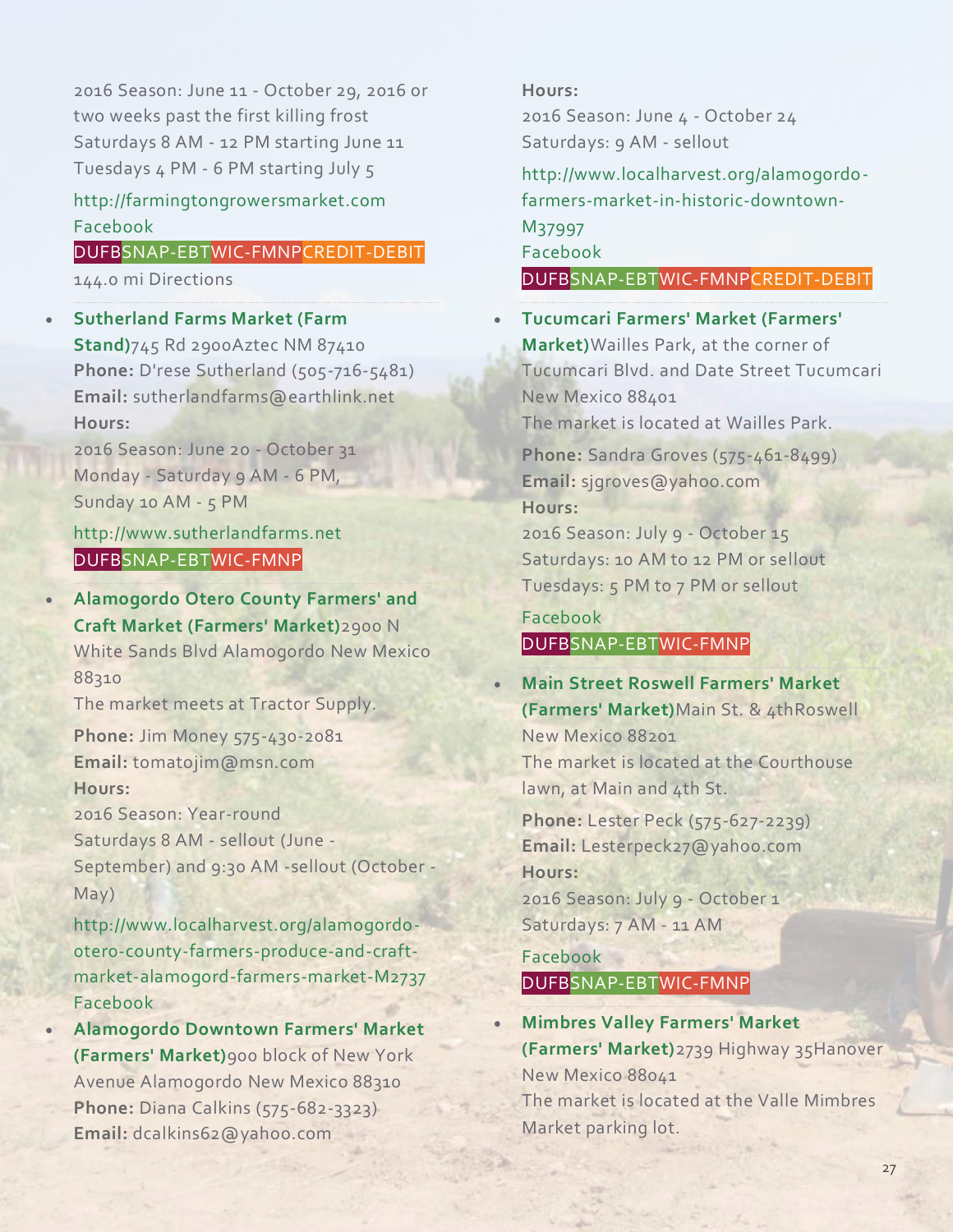2016 Season: June 11 - October 29, 2016 or two weeks past the first killing frost
Saturdays 8 AM - 12 PM starting June 11
Tuesdays 4 PM - 6 PM starting July 5

http://farmingtongrowersmarket.com
Facebook
DUFBSNAP-EBTWIC-FMNPCREDIT-DEBIT
144.0 mi Directions

- **Sutherland Farms Market (Farm Stand)**745 Rd 2900Aztec NM 87410
  **Phone:** D'rese Sutherland (505-716-5481)
  **Email:** sutherlandfarms@earthlink.net
  **Hours:**
  2016 Season: June 20 - October 31
  Monday - Saturday 9 AM - 6 PM,
  Sunday 10 AM - 5 PM

  http://www.sutherlandfarms.net
  DUFBSNAP-EBTWIC-FMNP

- **Alamogordo Otero County Farmers' and Craft Market (Farmers' Market)**2900 N White Sands Blvd Alamogordo New Mexico 88310
  The market meets at Tractor Supply.

  **Phone:** Jim Money 575-430-2081
  **Email:** tomatojim@msn.com
  **Hours:**
  2016 Season: Year-round
  Saturdays 8 AM - sellout (June - September) and 9:30 AM -sellout (October - May)

  http://www.localharvest.org/alamogordo-otero-county-farmers-produce-and-craft-market-alamogord-farmers-market-M2737
  Facebook

- **Alamogordo Downtown Farmers' Market (Farmers' Market)**900 block of New York Avenue Alamogordo New Mexico 88310
  **Phone:** Diana Calkins (575-682-3323)
  **Email:** dcalkins62@yahoo.com
  **Hours:**
  2016 Season: June 4 - October 24
  Saturdays: 9 AM - sellout

  http://www.localharvest.org/alamogordo-farmers-market-in-historic-downtown-M37997
  Facebook
  DUFBSNAP-EBTWIC-FMNPCREDIT-DEBIT

- **Tucumcari Farmers' Market (Farmers' Market)**Wailles Park, at the corner of Tucumcari Blvd. and Date Street Tucumcari New Mexico 88401
  The market is located at Wailles Park.

  **Phone:** Sandra Groves (575-461-8499)
  **Email:** sjgroves@yahoo.com
  **Hours:**
  2016 Season: July 9 - October 15
  Saturdays: 10 AM to 12 PM or sellout
  Tuesdays: 5 PM to 7 PM or sellout

  Facebook
  DUFBSNAP-EBTWIC-FMNP

- **Main Street Roswell Farmers' Market (Farmers' Market)**Main St. & 4thRoswell New Mexico 88201
  The market is located at the Courthouse lawn, at Main and 4th St.

  **Phone:** Lester Peck (575-627-2239)
  **Email:** Lesterpeck27@yahoo.com
  **Hours:**
  2016 Season: July 9 - October 1
  Saturdays: 7 AM - 11 AM

  Facebook
  DUFBSNAP-EBTWIC-FMNP

- **Mimbres Valley Farmers' Market (Farmers' Market)**2739 Highway 35Hanover New Mexico 88041
  The market is located at the Valle Mimbres Market parking lot.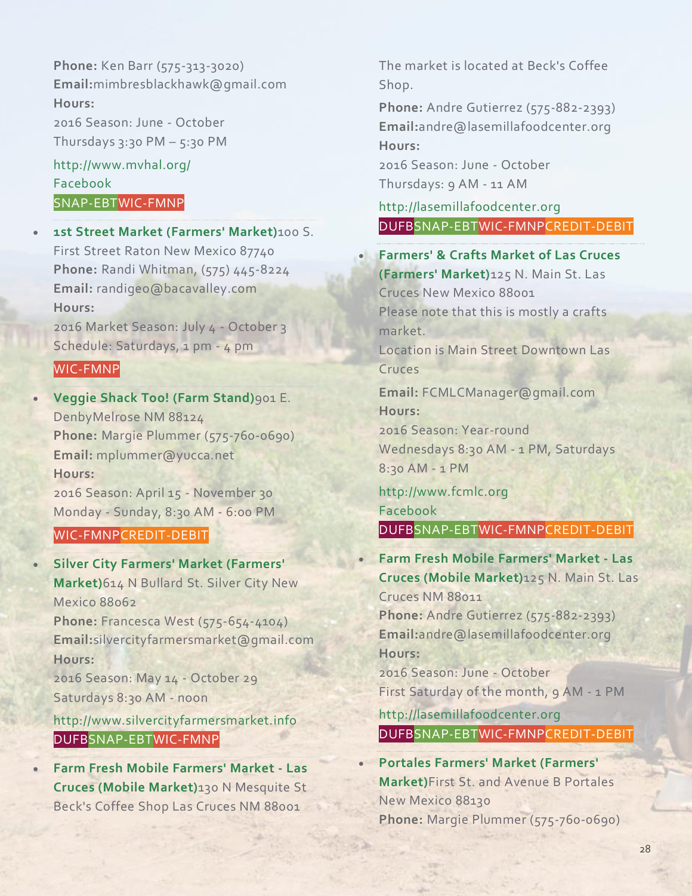**Phone:** Ken Barr (575-313-3020)
**Email:**mimbresblackhawk@gmail.com
**Hours:**
2016 Season: June - October
Thursdays 3:30 PM – 5:30 PM

http://www.mvhal.org/
Facebook
SNAP-EBT WIC-FMNP

- **1st Street Market (Farmers' Market)**100 S. First Street Raton New Mexico 87740
  **Phone:** Randi Whitman, (575) 445-8224
  **Email:** randigeo@bacavalley.com
  **Hours:**
  2016 Market Season: July 4 - October 3
  Schedule: Saturdays, 1 pm - 4 pm

  WIC-FMNP

- **Veggie Shack Too! (Farm Stand)**901 E. DenbyMelrose NM 88124
  **Phone:** Margie Plummer (575-760-0690)
  **Email:** mplummer@yucca.net
  **Hours:**
  2016 Season: April 15 - November 30
  Monday - Sunday, 8:30 AM - 6:00 PM

  WIC-FMNP CREDIT-DEBIT

- **Silver City Farmers' Market (Farmers' Market)**614 N Bullard St. Silver City New Mexico 88062
  **Phone:** Francesca West (575-654-4104)
  **Email:**silvercityfarmersmarket@gmail.com
  **Hours:**
  2016 Season: May 14 - October 29
  Saturdays 8:30 AM - noon

  http://www.silvercityfarmersmarket.info
  DUFB SNAP-EBT WIC-FMNP

- **Farm Fresh Mobile Farmers' Market - Las Cruces (Mobile Market)**130 N Mesquite St Beck's Coffee Shop Las Cruces NM 88001
  The market is located at Beck's Coffee Shop.

  **Phone:** Andre Gutierrez (575-882-2393)
  **Email:**andre@lasemillafoodcenter.org
  **Hours:**
  2016 Season: June - October
  Thursdays: 9 AM - 11 AM

  http://lasemillafoodcenter.org
  DUFB SNAP-EBT WIC-FMNP CREDIT-DEBIT

- **Farmers' & Crafts Market of Las Cruces (Farmers' Market)**125 N. Main St. Las Cruces New Mexico 88001
  Please note that this is mostly a crafts market.
  Location is Main Street Downtown Las Cruces

  **Email:** FCMLCManager@gmail.com
  **Hours:**
  2016 Season: Year-round
  Wednesdays 8:30 AM - 1 PM, Saturdays 8:30 AM - 1 PM

  http://www.fcmlc.org
  Facebook
  DUFB SNAP-EBT WIC-FMNP CREDIT-DEBIT

- **Farm Fresh Mobile Farmers' Market - Las Cruces (Mobile Market)**125 N. Main St. Las Cruces NM 88011
  **Phone:** Andre Gutierrez (575-882-2393)
  **Email:**andre@lasemillafoodcenter.org
  **Hours:**
  2016 Season: June - October
  First Saturday of the month, 9 AM - 1 PM

  http://lasemillafoodcenter.org
  DUFB SNAP-EBT WIC-FMNP CREDIT-DEBIT

- **Portales Farmers' Market (Farmers' Market)**First St. and Avenue B Portales New Mexico 88130
  **Phone:** Margie Plummer (575-760-0690)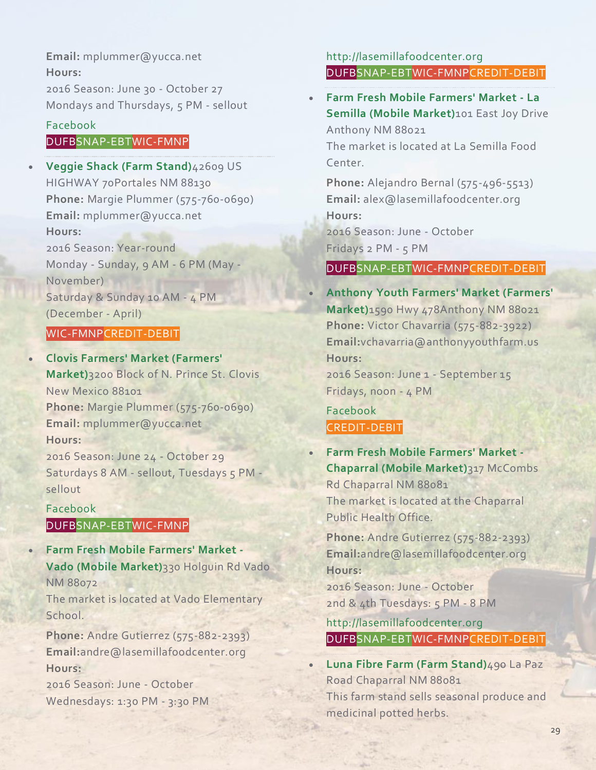**Email:** mplummer@yucca.net
**Hours:**
2016 Season: June 30 - October 27
Mondays and Thursdays, 5 PM - sellout

Facebook
DUFBSNAP-EBTWIC-FMNP

- **Veggie Shack (Farm Stand)**42609 US HIGHWAY 70Portales NM 88130
  **Phone:** Margie Plummer (575-760-0690)
  **Email:** mplummer@yucca.net
  **Hours:**
  2016 Season: Year-round
  Monday - Sunday, 9 AM - 6 PM (May - November)
  Saturday & Sunday 10 AM - 4 PM (December - April)

  WIC-FMNPCREDIT-DEBIT

- **Clovis Farmers' Market (Farmers' Market)**3200 Block of N. Prince St. Clovis New Mexico 88101
  **Phone:** Margie Plummer (575-760-0690)
  **Email:** mplummer@yucca.net
  **Hours:**
  2016 Season: June 24 - October 29
  Saturdays 8 AM - sellout, Tuesdays 5 PM - sellout

  Facebook
  DUFBSNAP-EBTWIC-FMNP

- **Farm Fresh Mobile Farmers' Market - Vado (Mobile Market)**330 Holguin Rd Vado NM 88072
  The market is located at Vado Elementary School.

  **Phone:** Andre Gutierrez (575-882-2393)
  **Email:**andre@lasemillafoodcenter.org
  **Hours:**
  2016 Season: June - October
  Wednesdays: 1:30 PM - 3:30 PM

  http://lasemillafoodcenter.org
  DUFBSNAP-EBTWIC-FMNPCREDIT-DEBIT

- **Farm Fresh Mobile Farmers' Market - La Semilla (Mobile Market)**101 East Joy Drive Anthony NM 88021
  The market is located at La Semilla Food Center.

  **Phone:** Alejandro Bernal (575-496-5513)
  **Email:** alex@lasemillafoodcenter.org
  **Hours:**
  2016 Season: June - October
  Fridays 2 PM - 5 PM

  DUFBSNAP-EBTWIC-FMNPCREDIT-DEBIT

- **Anthony Youth Farmers' Market (Farmers' Market)**1590 Hwy 478Anthony NM 88021
  **Phone:** Victor Chavarria (575-882-3922)
  **Email:**vchavarria@anthonyyouthfarm.us
  **Hours:**
  2016 Season: June 1 - September 15
  Fridays, noon - 4 PM

  Facebook
  CREDIT-DEBIT

- **Farm Fresh Mobile Farmers' Market - Chaparral (Mobile Market)**317 McCombs Rd Chaparral NM 88081
  The market is located at the Chaparral Public Health Office.

  **Phone:** Andre Gutierrez (575-882-2393)
  **Email:**andre@lasemillafoodcenter.org
  **Hours:**
  2016 Season: June - October
  2nd & 4th Tuesdays: 5 PM - 8 PM

  http://lasemillafoodcenter.org
  DUFBSNAP-EBTWIC-FMNPCREDIT-DEBIT

- **Luna Fibre Farm (Farm Stand)**490 La Paz Road Chaparral NM 88081
  This farm stand sells seasonal produce and medicinal potted herbs.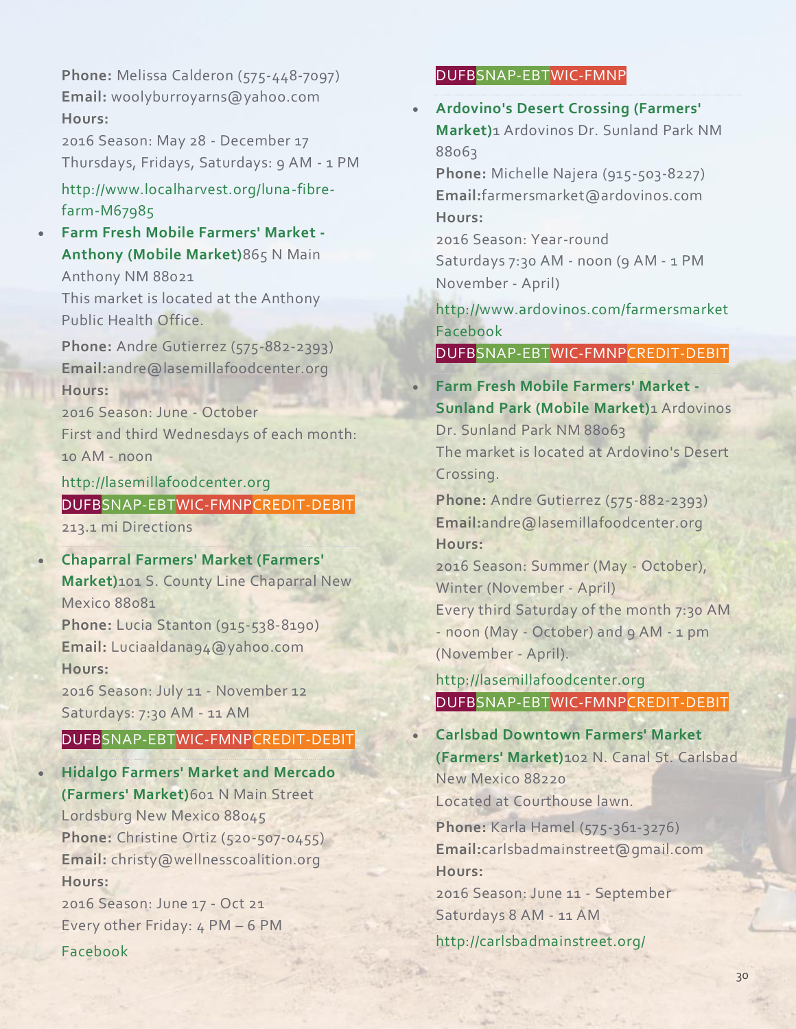**Phone:** Melissa Calderon (575-448-7097)
**Email:** woolyburroyarns@yahoo.com
**Hours:**
2016 Season: May 28 - December 17
Thursdays, Fridays, Saturdays: 9 AM - 1 PM

http://www.localharvest.org/luna-fibre-farm-M67985

- **Farm Fresh Mobile Farmers' Market - Anthony (Mobile Market)**865 N Main Anthony NM 88021
  This market is located at the Anthony Public Health Office.

  **Phone:** Andre Gutierrez (575-882-2393)
  **Email:**andre@lasemillafoodcenter.org
  **Hours:**
  2016 Season: June - October
  First and third Wednesdays of each month: 10 AM - noon

  http://lasemillafoodcenter.org
  DUFBSNAP-EBTWIC-FMNPCREDIT-DEBIT
  213.1 mi Directions

- **Chaparral Farmers' Market (Farmers' Market)**101 S. County Line Chaparral New Mexico 88081
  **Phone:** Lucia Stanton (915-538-8190)
  **Email:** Luciaaldana94@yahoo.com
  **Hours:**
  2016 Season: July 11 - November 12
  Saturdays: 7:30 AM - 11 AM

  DUFBSNAP-EBTWIC-FMNPCREDIT-DEBIT

- **Hidalgo Farmers' Market and Mercado (Farmers' Market)**601 N Main Street Lordsburg New Mexico 88045
  **Phone:** Christine Ortiz (520-507-0455)
  **Email:** christy@wellnesscoalition.org
  **Hours:**
  2016 Season: June 17 - Oct 21
  Every other Friday: 4 PM – 6 PM
  Facebook

  DUFBSNAP-EBTWIC-FMNP

- **Ardovino's Desert Crossing (Farmers' Market)**1 Ardovinos Dr. Sunland Park NM 88063
  **Phone:** Michelle Najera (915-503-8227)
  **Email:**farmersmarket@ardovinos.com
  **Hours:**
  2016 Season: Year-round
  Saturdays 7:30 AM - noon (9 AM - 1 PM November - April)

  http://www.ardovinos.com/farmersmarket
  Facebook
  DUFBSNAP-EBTWIC-FMNPCREDIT-DEBIT

- **Farm Fresh Mobile Farmers' Market - Sunland Park (Mobile Market)**1 Ardovinos Dr. Sunland Park NM 88063
  The market is located at Ardovino's Desert Crossing.

  **Phone:** Andre Gutierrez (575-882-2393)
  **Email:**andre@lasemillafoodcenter.org
  **Hours:**
  2016 Season: Summer (May - October), Winter (November - April)
  Every third Saturday of the month 7:30 AM - noon (May - October) and 9 AM - 1 pm (November - April).

  http://lasemillafoodcenter.org
  DUFBSNAP-EBTWIC-FMNPCREDIT-DEBIT

- **Carlsbad Downtown Farmers' Market (Farmers' Market)**102 N. Canal St. Carlsbad New Mexico 88220
  Located at Courthouse lawn.

  **Phone:** Karla Hamel (575-361-3276)
  **Email:**carlsbadmainstreet@gmail.com
  **Hours:**
  2016 Season: June 11 - September
  Saturdays 8 AM - 11 AM

  http://carlsbadmainstreet.org/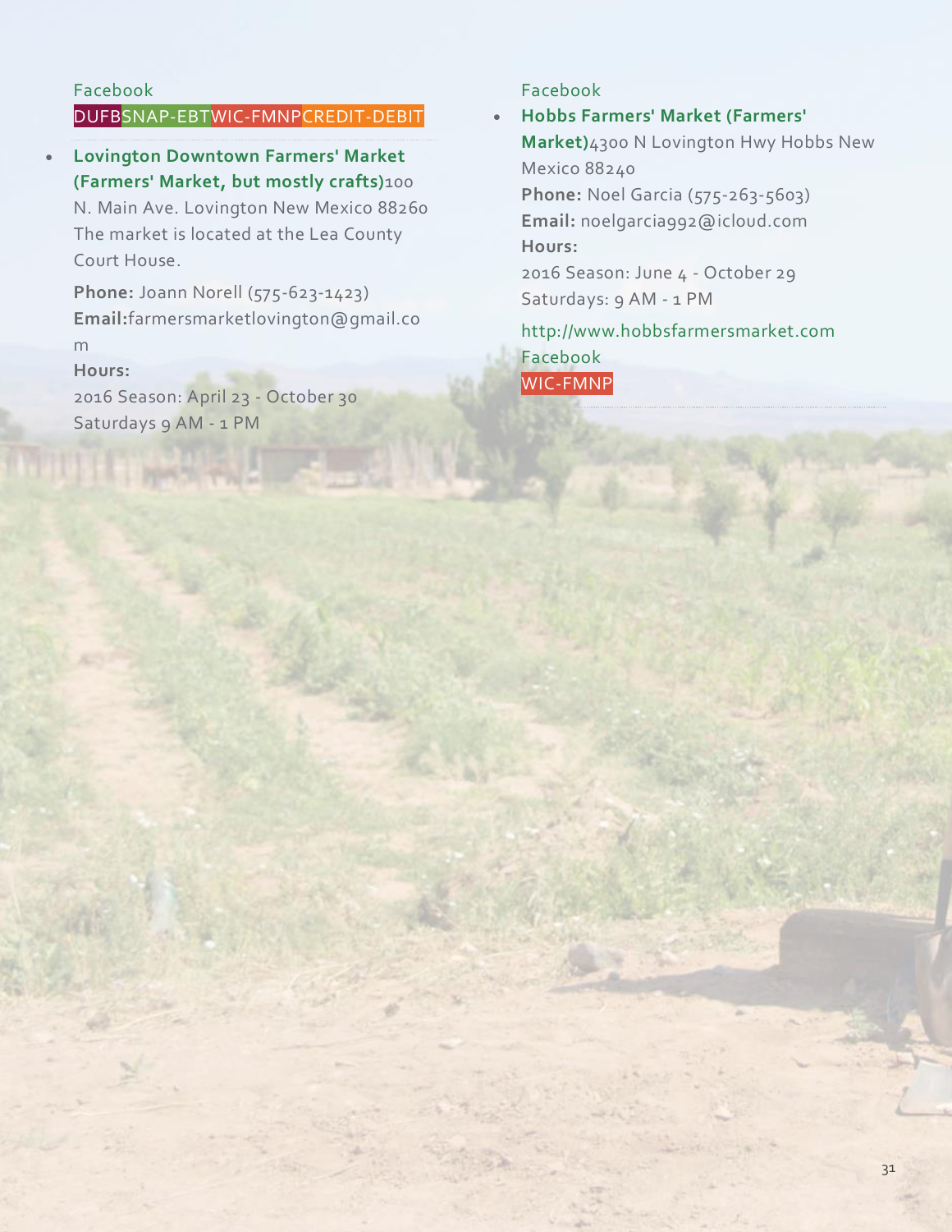Facebook

DUFB SNAP-EBT WIC-FMNP CREDIT-DEBIT

- **Lovington Downtown Farmers' Market (Farmers' Market, but mostly crafts)**100 N. Main Ave. Lovington New Mexico 88260
  The market is located at the Lea County Court House.

  **Phone:** Joann Norell (575-623-1423)
  **Email:**farmersmarketlovington@gmail.com
  **Hours:**
  2016 Season: April 23 - October 30
  Saturdays 9 AM - 1 PM

  Facebook

- **Hobbs Farmers' Market (Farmers' Market)**4300 N Lovington Hwy Hobbs New Mexico 88240
  **Phone:** Noel Garcia (575-263-5603)
  **Email:** noelgarcia992@icloud.com
  **Hours:**
  2016 Season: June 4 - October 29
  Saturdays: 9 AM - 1 PM

  http://www.hobbsfarmersmarket.com
  Facebook
  WIC-FMNP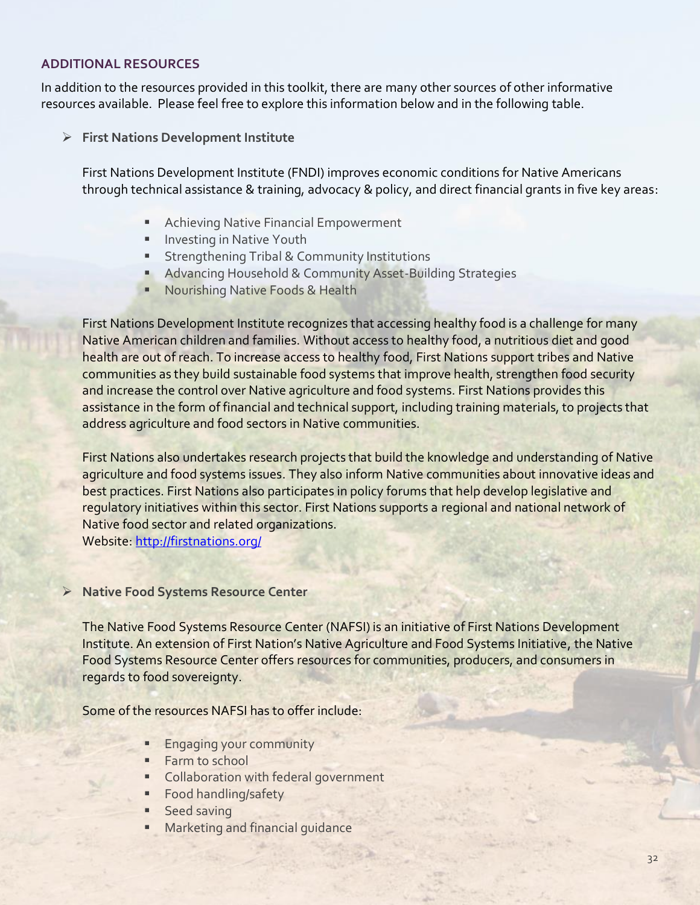## ADDITIONAL RESOURCES

In addition to the resources provided in this toolkit, there are many other sources of other informative resources available. Please feel free to explore this information below and in the following table.

- **First Nations Development Institute**

  First Nations Development Institute (FNDI) improves economic conditions for Native Americans through technical assistance & training, advocacy & policy, and direct financial grants in five key areas:

  - Achieving Native Financial Empowerment
  - Investing in Native Youth
  - Strengthening Tribal & Community Institutions
  - Advancing Household & Community Asset-Building Strategies
  - Nourishing Native Foods & Health

  First Nations Development Institute recognizes that accessing healthy food is a challenge for many Native American children and families. Without access to healthy food, a nutritious diet and good health are out of reach. To increase access to healthy food, First Nations support tribes and Native communities as they build sustainable food systems that improve health, strengthen food security and increase the control over Native agriculture and food systems. First Nations provides this assistance in the form of financial and technical support, including training materials, to projects that address agriculture and food sectors in Native communities.

  First Nations also undertakes research projects that build the knowledge and understanding of Native agriculture and food systems issues. They also inform Native communities about innovative ideas and best practices. First Nations also participates in policy forums that help develop legislative and regulatory initiatives within this sector. First Nations supports a regional and national network of Native food sector and related organizations.
  Website: [http://firstnations.org/](http://firstnations.org/)

- **Native Food Systems Resource Center**

  The Native Food Systems Resource Center (NAFSI) is an initiative of First Nations Development Institute. An extension of First Nation's Native Agriculture and Food Systems Initiative, the Native Food Systems Resource Center offers resources for communities, producers, and consumers in regards to food sovereignty.

  Some of the resources NAFSI has to offer include:

  - Engaging your community
  - Farm to school
  - Collaboration with federal government
  - Food handling/safety
  - Seed saving
  - Marketing and financial guidance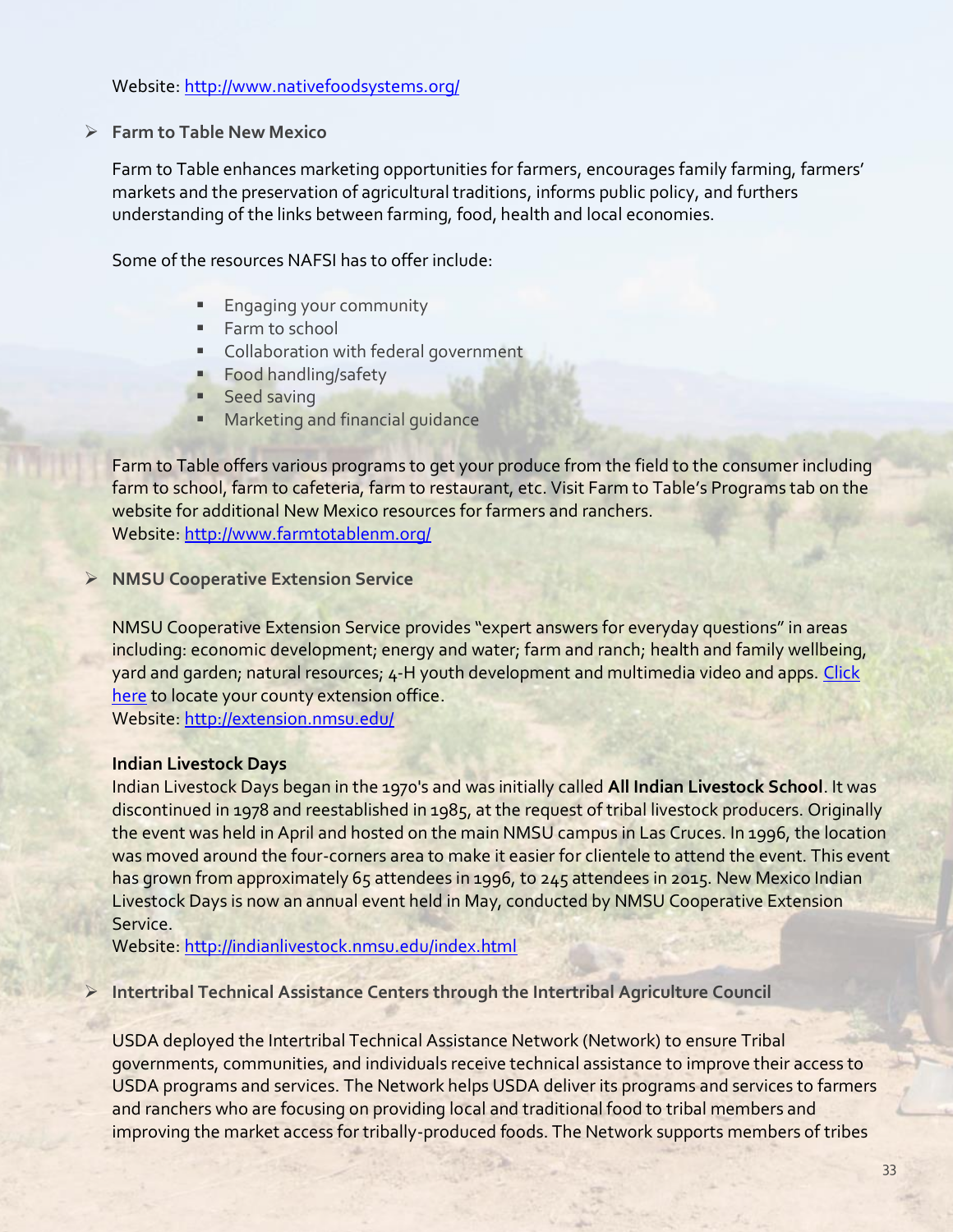Website: [http://www.nativefoodsystems.org/](http://www.nativefoodsystems.org/)

- **Farm to Table New Mexico**

  Farm to Table enhances marketing opportunities for farmers, encourages family farming, farmers' markets and the preservation of agricultural traditions, informs public policy, and furthers understanding of the links between farming, food, health and local economies.

  Some of the resources NAFSI has to offer include:

  - Engaging your community
  - Farm to school
  - Collaboration with federal government
  - Food handling/safety
  - Seed saving
  - Marketing and financial guidance

  Farm to Table offers various programs to get your produce from the field to the consumer including farm to school, farm to cafeteria, farm to restaurant, etc. Visit Farm to Table's Programs tab on the website for additional New Mexico resources for farmers and ranchers.
  Website: [http://www.farmtotablenm.org/](http://www.farmtotablenm.org/)

- **NMSU Cooperative Extension Service**

  NMSU Cooperative Extension Service provides "expert answers for everyday questions" in areas including: economic development; energy and water; farm and ranch; health and family wellbeing, yard and garden; natural resources; 4-H youth development and multimedia video and apps. Click here to locate your county extension office.
  Website: [http://extension.nmsu.edu/](http://extension.nmsu.edu/)

  **Indian Livestock Days**
  Indian Livestock Days began in the 1970's and was initially called **All Indian Livestock School**. It was discontinued in 1978 and reestablished in 1985, at the request of tribal livestock producers. Originally the event was held in April and hosted on the main NMSU campus in Las Cruces. In 1996, the location was moved around the four-corners area to make it easier for clientele to attend the event. This event has grown from approximately 65 attendees in 1996, to 245 attendees in 2015. New Mexico Indian Livestock Days is now an annual event held in May, conducted by NMSU Cooperative Extension Service.
  Website: [http://indianlivestock.nmsu.edu/index.html](http://indianlivestock.nmsu.edu/index.html)

- **Intertribal Technical Assistance Centers through the Intertribal Agriculture Council**

  USDA deployed the Intertribal Technical Assistance Network (Network) to ensure Tribal governments, communities, and individuals receive technical assistance to improve their access to USDA programs and services. The Network helps USDA deliver its programs and services to farmers and ranchers who are focusing on providing local and traditional food to tribal members and improving the market access for tribally-produced foods. The Network supports members of tribes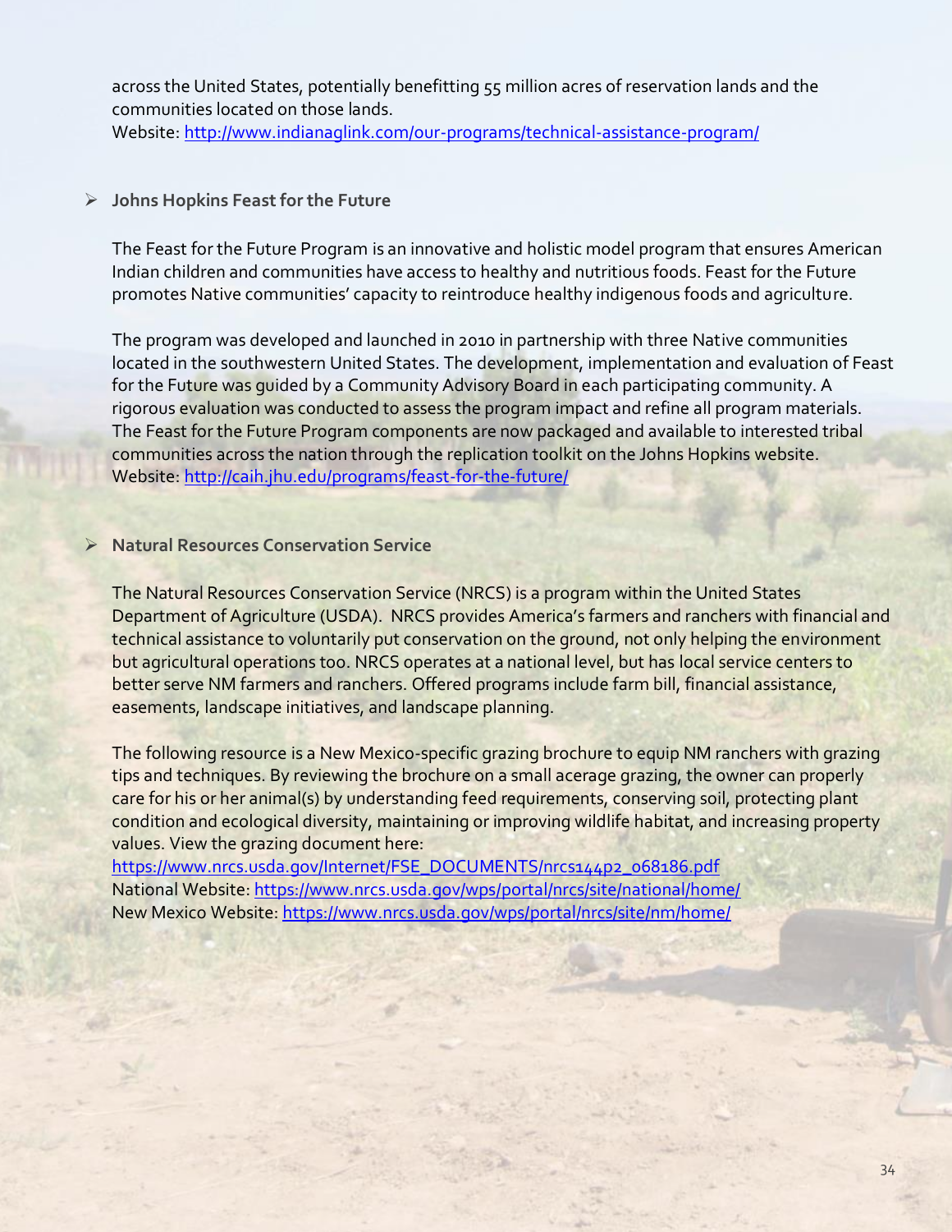across the United States, potentially benefitting 55 million acres of reservation lands and the communities located on those lands.
Website: http://www.indianaglink.com/our-programs/technical-assistance-program/

- **Johns Hopkins Feast for the Future**

The Feast for the Future Program is an innovative and holistic model program that ensures American Indian children and communities have access to healthy and nutritious foods. Feast for the Future promotes Native communities' capacity to reintroduce healthy indigenous foods and agriculture.

The program was developed and launched in 2010 in partnership with three Native communities located in the southwestern United States. The development, implementation and evaluation of Feast for the Future was guided by a Community Advisory Board in each participating community. A rigorous evaluation was conducted to assess the program impact and refine all program materials. The Feast for the Future Program components are now packaged and available to interested tribal communities across the nation through the replication toolkit on the Johns Hopkins website.
Website: http://caih.jhu.edu/programs/feast-for-the-future/

- **Natural Resources Conservation Service**

The Natural Resources Conservation Service (NRCS) is a program within the United States Department of Agriculture (USDA). NRCS provides America's farmers and ranchers with financial and technical assistance to voluntarily put conservation on the ground, not only helping the environment but agricultural operations too. NRCS operates at a national level, but has local service centers to better serve NM farmers and ranchers. Offered programs include farm bill, financial assistance, easements, landscape initiatives, and landscape planning.

The following resource is a New Mexico-specific grazing brochure to equip NM ranchers with grazing tips and techniques. By reviewing the brochure on a small acerage grazing, the owner can properly care for his or her animal(s) by understanding feed requirements, conserving soil, protecting plant condition and ecological diversity, maintaining or improving wildlife habitat, and increasing property values. View the grazing document here:
https://www.nrcs.usda.gov/Internet/FSE_DOCUMENTS/nrcs144p2_068186.pdf
National Website: https://www.nrcs.usda.gov/wps/portal/nrcs/site/national/home/
New Mexico Website: https://www.nrcs.usda.gov/wps/portal/nrcs/site/nm/home/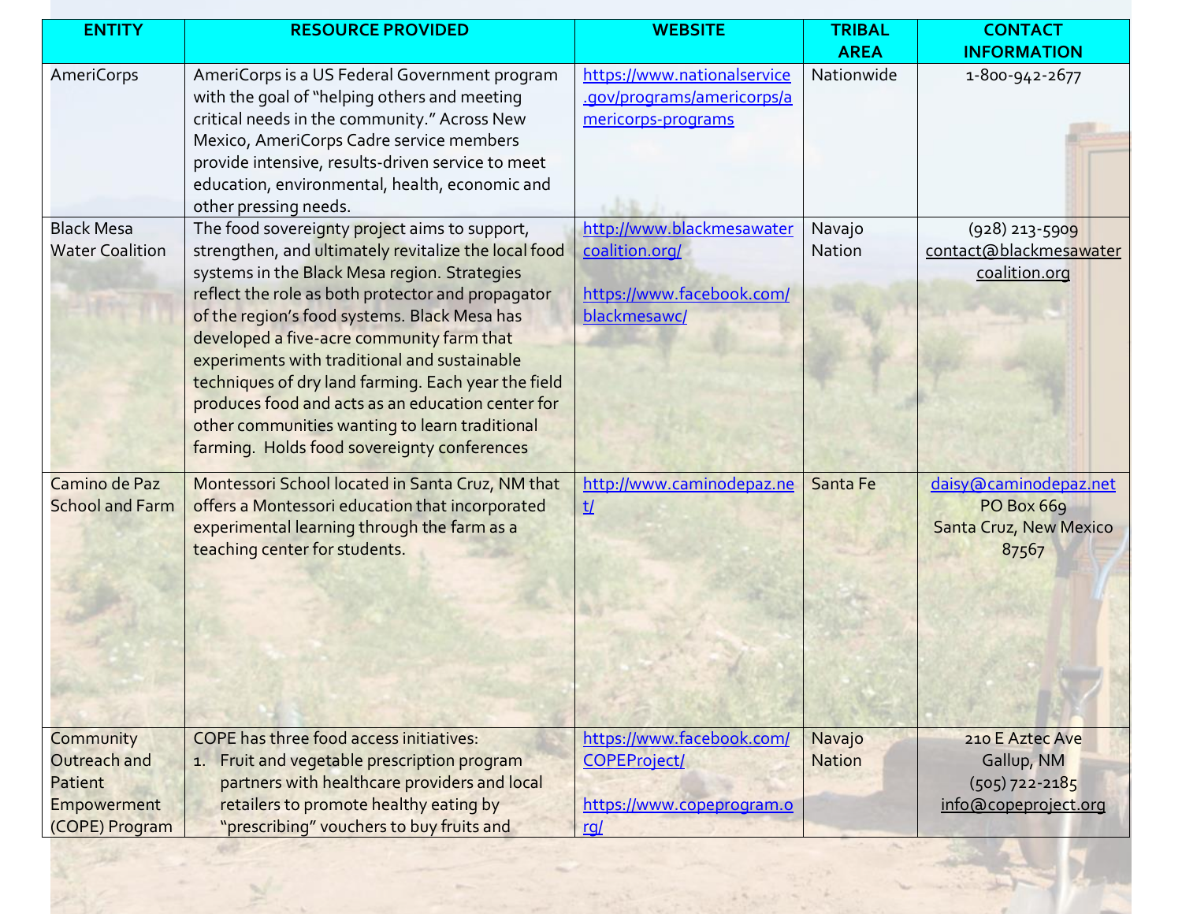| ENTITY | RESOURCE PROVIDED | WEBSITE | TRIBAL AREA | CONTACT INFORMATION |
|---|---|---|---|---|
| AmeriCorps | AmeriCorps is a US Federal Government program with the goal of "helping others and meeting critical needs in the community." Across New Mexico, AmeriCorps Cadre service members provide intensive, results-driven service to meet education, environmental, health, economic and other pressing needs. | https://www.nationalservice.gov/programs/americorps/americorps-programs | Nationwide | 1-800-942-2677 |
| Black Mesa Water Coalition | The food sovereignty project aims to support, strengthen, and ultimately revitalize the local food systems in the Black Mesa region. Strategies reflect the role as both protector and propagator of the region's food systems. Black Mesa has developed a five-acre community farm that experiments with traditional and sustainable techniques of dry land farming. Each year the field produces food and acts as an education center for other communities wanting to learn traditional farming. Holds food sovereignty conferences | http://www.blackmesawatercoalition.org/<br><br>https://www.facebook.com/blackmesawc/ | Navajo Nation | (928) 213-5909<br>contact@blackmesawatercoalition.org |
| Camino de Paz School and Farm | Montessori School located in Santa Cruz, NM that offers a Montessori education that incorporated experimental learning through the farm as a teaching center for students. | http://www.caminodepaz.net/ | Santa Fe | daisy@caminodepaz.net<br>PO Box 669<br>Santa Cruz, New Mexico 87567 |
| Community Outreach and Patient Empowerment (COPE) Program | COPE has three food access initiatives:<br>1. Fruit and vegetable prescription program partners with healthcare providers and local retailers to promote healthy eating by "prescribing" vouchers to buy fruits and | https://www.facebook.com/COPEProject/<br><br>https://www.copeprogram.org/ | Navajo Nation | 210 E Aztec Ave<br>Gallup, NM<br>(505) 722-2185<br>info@copeproject.org |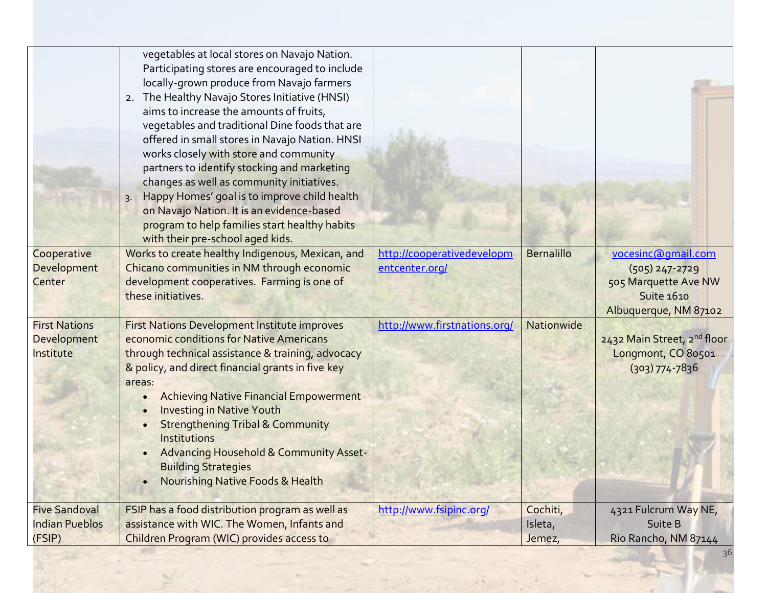| | | | | |
|---|---|---|---|---|
| | vegetables at local stores on Navajo Nation. Participating stores are encouraged to include locally-grown produce from Navajo farmers<br>2. The Healthy Navajo Stores Initiative (HNSI) aims to increase the amounts of fruits, vegetables and traditional Dine foods that are offered in small stores in Navajo Nation. HNSI works closely with store and community partners to identify stocking and marketing changes as well as community initiatives.<br>3. Happy Homes' goal is to improve child health on Navajo Nation. It is an evidence-based program to help families start healthy habits with their pre-school aged kids. | | | |
| Cooperative Development Center | Works to create healthy Indigenous, Mexican, and Chicano communities in NM through economic development cooperatives. Farming is one of these initiatives. | http://cooperativedevelopmentcenter.org/ | Bernalillo | vocesinc@gmail.com<br>(505) 247-2729<br>505 Marquette Ave NW Suite 1610<br>Albuquerque, NM 87102 |
| First Nations Development Institute | First Nations Development Institute improves economic conditions for Native Americans through technical assistance & training, advocacy & policy, and direct financial grants in five key areas:<br>• Achieving Native Financial Empowerment<br>• Investing in Native Youth<br>• Strengthening Tribal & Community Institutions<br>• Advancing Household & Community Asset-Building Strategies<br>• Nourishing Native Foods & Health | http://www.firstnations.org/ | Nationwide | 2432 Main Street, 2nd floor<br>Longmont, CO 80501<br>(303) 774-7836 |
| Five Sandoval Indian Pueblos (FSIP) | FSIP has a food distribution program as well as assistance with WIC. The Women, Infants and Children Program (WIC) provides access to | http://www.fsipinc.org/ | Cochiti, Isleta, Jemez, | 4321 Fulcrum Way NE, Suite B<br>Rio Rancho, NM 87144 |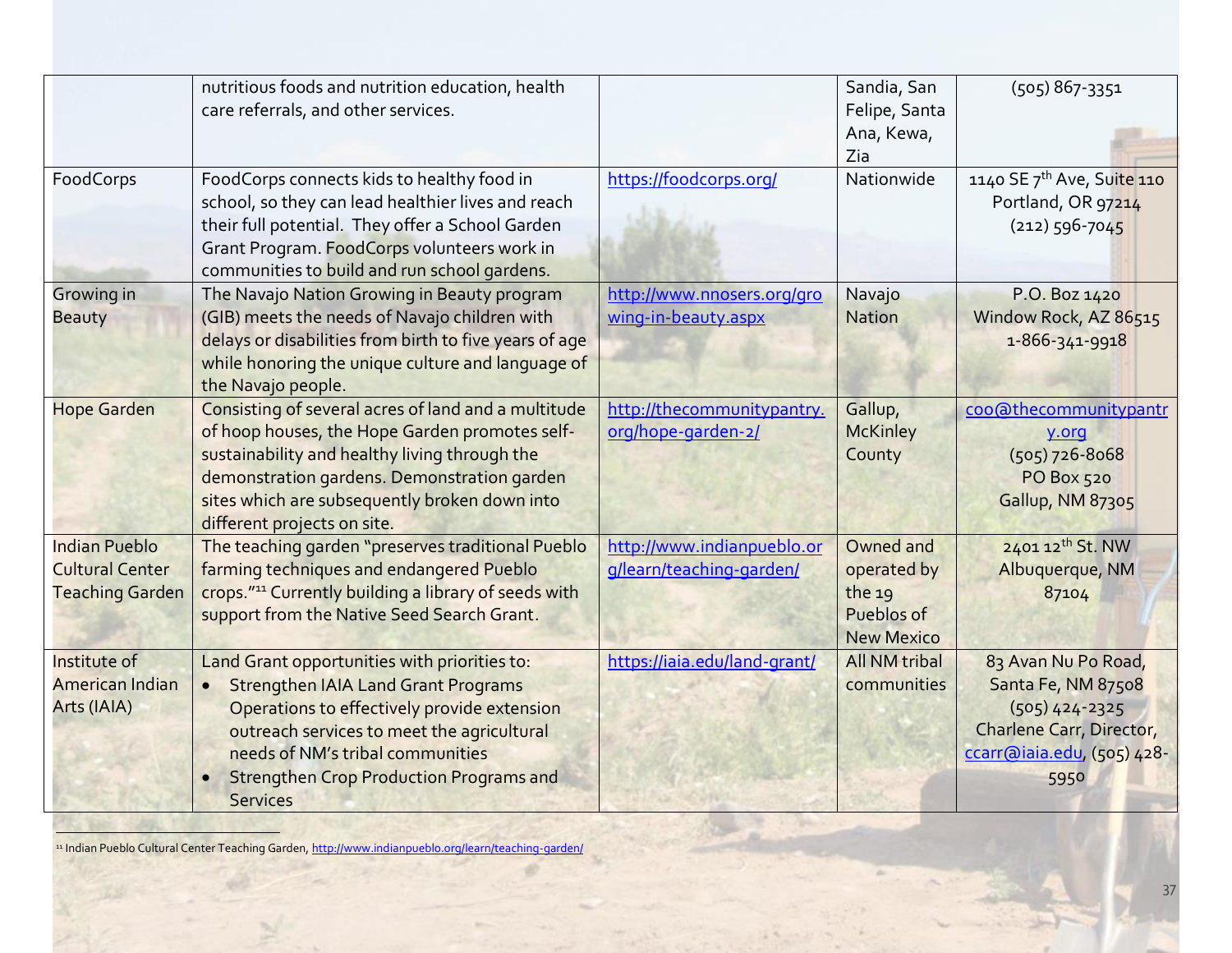| | | | | |
|---|---|---|---|---|
| | nutritious foods and nutrition education, health care referrals, and other services. | | Sandia, San Felipe, Santa Ana, Kewa, Zia | (505) 867-3351 |
| FoodCorps | FoodCorps connects kids to healthy food in school, so they can lead healthier lives and reach their full potential. They offer a School Garden Grant Program. FoodCorps volunteers work in communities to build and run school gardens. | https://foodcorps.org/ | Nationwide | 1140 SE 7th Ave, Suite 110 Portland, OR 97214 (212) 596-7045 |
| Growing in Beauty | The Navajo Nation Growing in Beauty program (GIB) meets the needs of Navajo children with delays or disabilities from birth to five years of age while honoring the unique culture and language of the Navajo people. | http://www.nnosers.org/growing-in-beauty.aspx | Navajo Nation | P.O. Boz 1420 Window Rock, AZ 86515 1-866-341-9918 |
| Hope Garden | Consisting of several acres of land and a multitude of hoop houses, the Hope Garden promotes self-sustainability and healthy living through the demonstration gardens. Demonstration garden sites which are subsequently broken down into different projects on site. | http://thecommunitypantry.org/hope-garden-2/ | Gallup, McKinley County | coo@thecommunitypantry.org (505) 726-8068 PO Box 520 Gallup, NM 87305 |
| Indian Pueblo Cultural Center Teaching Garden | The teaching garden "preserves traditional Pueblo farming techniques and endangered Pueblo crops."[11] Currently building a library of seeds with support from the Native Seed Search Grant. | http://www.indianpueblo.org/learn/teaching-garden/ | Owned and operated by the 19 Pueblos of New Mexico | 2401 12th St. NW Albuquerque, NM 87104 |
| Institute of American Indian Arts (IAIA) | Land Grant opportunities with priorities to: <br>• Strengthen IAIA Land Grant Programs Operations to effectively provide extension outreach services to meet the agricultural needs of NM's tribal communities <br>• Strengthen Crop Production Programs and Services | https://iaia.edu/land-grant/ | All NM tribal communities | 83 Avan Nu Po Road, Santa Fe, NM 87508 (505) 424-2325 Charlene Carr, Director, ccarr@iaia.edu, (505) 428-5950 |

[11] Indian Pueblo Cultural Center Teaching Garden, http://www.indianpueblo.org/learn/teaching-garden/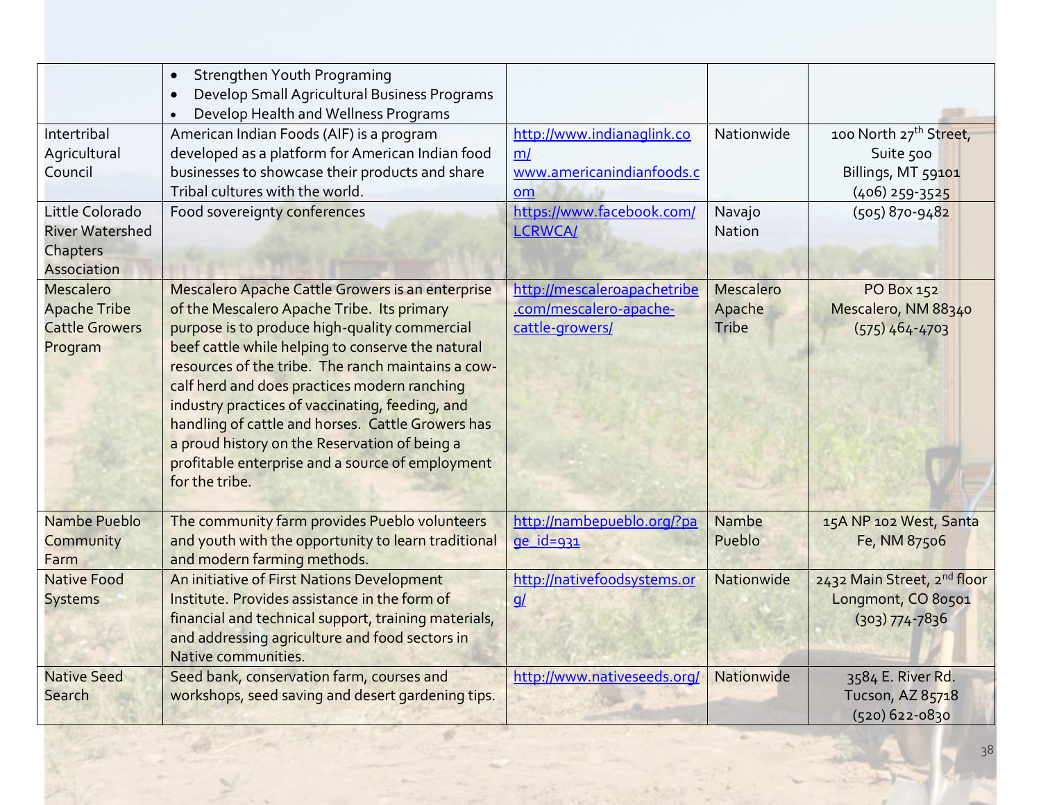| | | | | |
|---|---|---|---|---|
| | • Strengthen Youth Programing<br>• Develop Small Agricultural Business Programs<br>• Develop Health and Wellness Programs | | | |
| Intertribal Agricultural Council | American Indian Foods (AIF) is a program developed as a platform for American Indian food businesses to showcase their products and share Tribal cultures with the world. | http://www.indianaglink.com/<br>www.americanindianfoods.com | Nationwide | 100 North 27th Street, Suite 500<br>Billings, MT 59101<br>(406) 259-3525 |
| Little Colorado River Watershed Chapters Association | Food sovereignty conferences | https://www.facebook.com/LCRWCA/ | Navajo Nation | (505) 870-9482 |
| Mescalero Apache Tribe Cattle Growers Program | Mescalero Apache Cattle Growers is an enterprise of the Mescalero Apache Tribe. Its primary purpose is to produce high-quality commercial beef cattle while helping to conserve the natural resources of the tribe. The ranch maintains a cow-calf herd and does practices modern ranching industry practices of vaccinating, feeding, and handling of cattle and horses. Cattle Growers has a proud history on the Reservation of being a profitable enterprise and a source of employment for the tribe. | http://mescaleroapachetribe.com/mescalero-apache-cattle-growers/ | Mescalero Apache Tribe | PO Box 152<br>Mescalero, NM 88340<br>(575) 464-4703 |
| Nambe Pueblo Community Farm | The community farm provides Pueblo volunteers and youth with the opportunity to learn traditional and modern farming methods. | http://nambepueblo.org/?page_id=931 | Nambe Pueblo | 15A NP 102 West, Santa Fe, NM 87506 |
| Native Food Systems | An initiative of First Nations Development Institute. Provides assistance in the form of financial and technical support, training materials, and addressing agriculture and food sectors in Native communities. | http://nativefoodsystems.org/ | Nationwide | 2432 Main Street, 2nd floor<br>Longmont, CO 80501<br>(303) 774-7836 |
| Native Seed Search | Seed bank, conservation farm, courses and workshops, seed saving and desert gardening tips. | http://www.nativeseeds.org/ | Nationwide | 3584 E. River Rd.<br>Tucson, AZ 85718<br>(520) 622-0830 |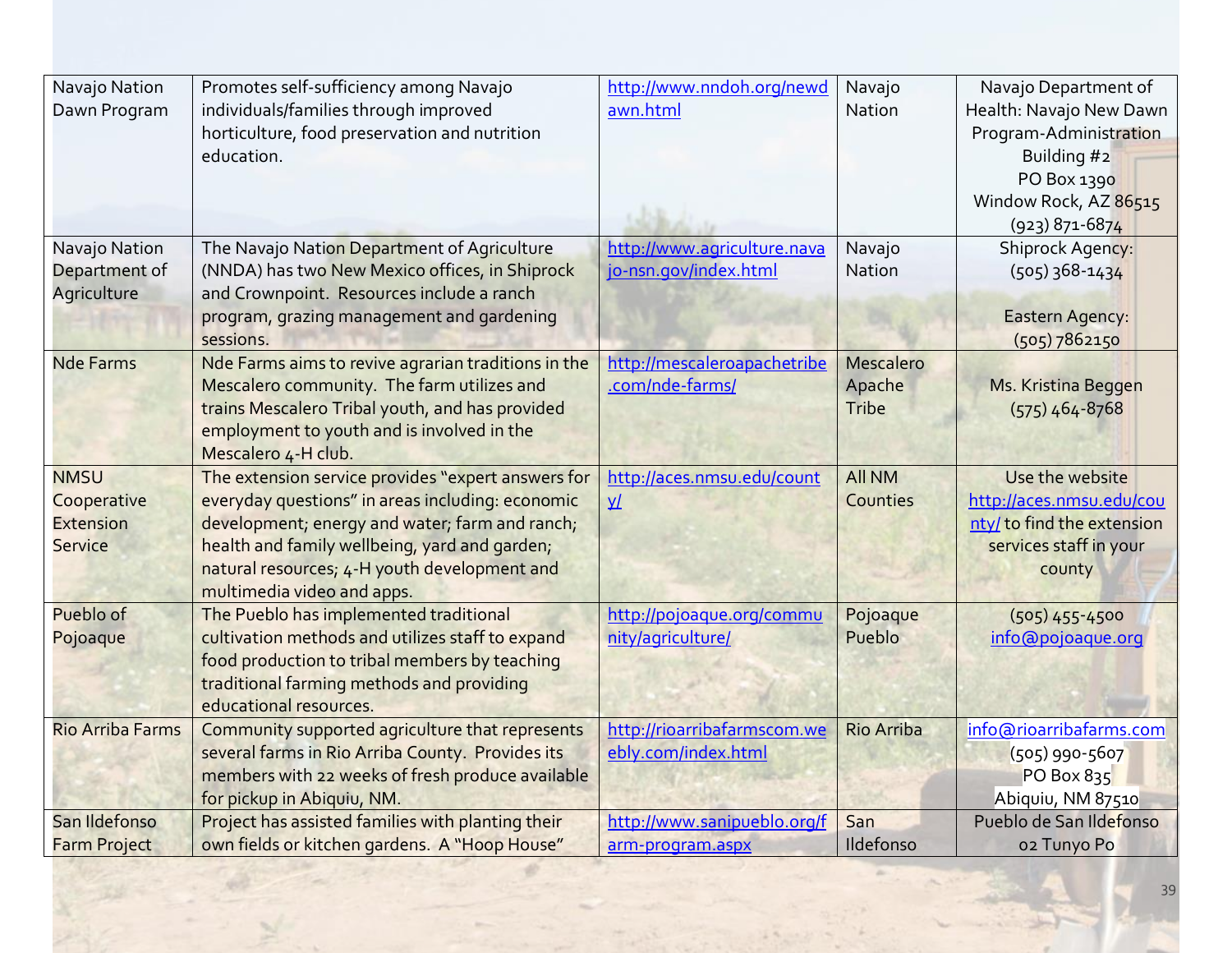| Navajo Nation Dawn Program | Promotes self-sufficiency among Navajo individuals/families through improved horticulture, food preservation and nutrition education. | http://www.nndoh.org/newdawn.html | Navajo Nation | Navajo Department of Health: Navajo New Dawn Program-Administration Building #2<br>PO Box 1390<br>Window Rock, AZ 86515<br>(923) 871-6874 |
|---|---|---|---|---|
| Navajo Nation Department of Agriculture | The Navajo Nation Department of Agriculture (NNDA) has two New Mexico offices, in Shiprock and Crownpoint. Resources include a ranch program, grazing management and gardening sessions. | http://www.agriculture.navajo-nsn.gov/index.html | Navajo Nation | Shiprock Agency:<br>(505) 368-1434<br><br>Eastern Agency:<br>(505) 7862150 |
| Nde Farms | Nde Farms aims to revive agrarian traditions in the Mescalero community. The farm utilizes and trains Mescalero Tribal youth, and has provided employment to youth and is involved in the Mescalero 4-H club. | http://mescaleroapachetribe.com/nde-farms/ | Mescalero Apache Tribe | Ms. Kristina Beggen<br>(575) 464-8768 |
| NMSU Cooperative Extension Service | The extension service provides "expert answers for everyday questions" in areas including: economic development; energy and water; farm and ranch; health and family wellbeing, yard and garden; natural resources; 4-H youth development and multimedia video and apps. | http://aces.nmsu.edu/county/ | All NM Counties | Use the website http://aces.nmsu.edu/county/ to find the extension services staff in your county |
| Pueblo of Pojoaque | The Pueblo has implemented traditional cultivation methods and utilizes staff to expand food production to tribal members by teaching traditional farming methods and providing educational resources. | http://pojoaque.org/community/agriculture/ | Pojoaque Pueblo | (505) 455-4500<br>info@pojoaque.org |
| Rio Arriba Farms | Community supported agriculture that represents several farms in Rio Arriba County. Provides its members with 22 weeks of fresh produce available for pickup in Abiquiu, NM. | http://rioarribafarmscom.weebly.com/index.html | Rio Arriba | info@rioarribafarms.com<br>(505) 990-5607<br>PO Box 835<br>Abiquiu, NM 87510 |
| San Ildefonso Farm Project | Project has assisted families with planting their own fields or kitchen gardens. A "Hoop House" | http://www.sanipueblo.org/farm-program.aspx | San Ildefonso | Pueblo de San Ildefonso<br>02 Tunyo Po |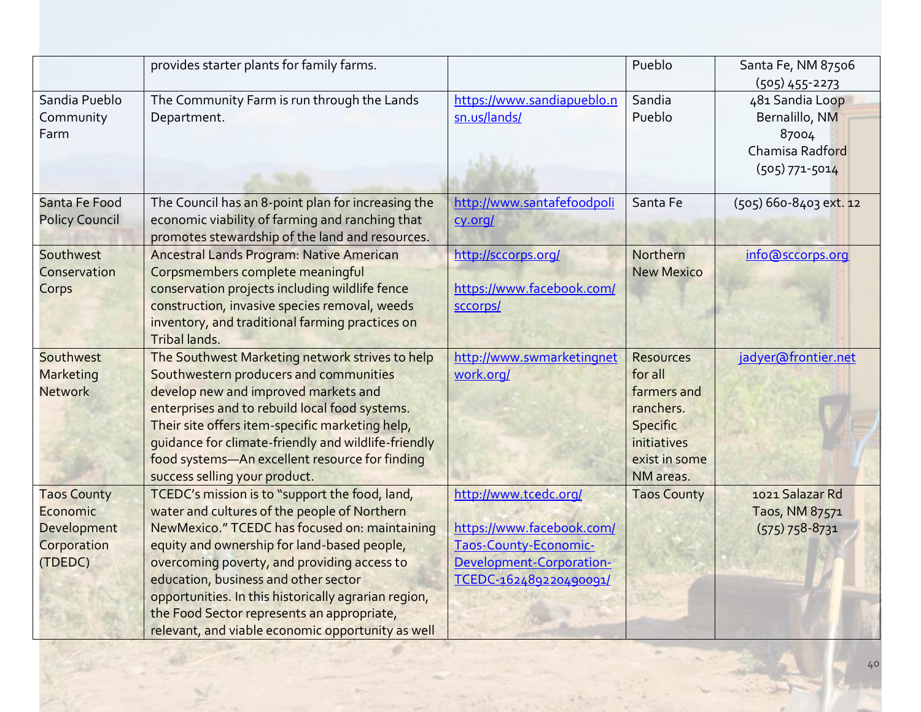| | | | | |
|---|---|---|---|---|
| | provides starter plants for family farms. | | Pueblo | Santa Fe, NM 87506<br>(505) 455-2273 |
| Sandia Pueblo Community Farm | The Community Farm is run through the Lands Department. | https://www.sandiapueblo.nsn.us/lands/ | Sandia Pueblo | 481 Sandia Loop<br>Bernalillo, NM 87004<br>Chamisa Radford<br>(505) 771-5014 |
| Santa Fe Food Policy Council | The Council has an 8-point plan for increasing the economic viability of farming and ranching that promotes stewardship of the land and resources. | http://www.santafefoodpolicy.org/ | Santa Fe | (505) 660-8403 ext. 12 |
| Southwest Conservation Corps | Ancestral Lands Program: Native American Corpsmembers complete meaningful conservation projects including wildlife fence construction, invasive species removal, weeds inventory, and traditional farming practices on Tribal lands. | http://sccorps.org/<br><br>https://www.facebook.com/sccorps/ | Northern New Mexico | info@sccorps.org |
| Southwest Marketing Network | The Southwest Marketing network strives to help Southwestern producers and communities develop new and improved markets and enterprises and to rebuild local food systems. Their site offers item-specific marketing help, guidance for climate-friendly and wildlife-friendly food systems—An excellent resource for finding success selling your product. | http://www.swmarketingnetwork.org/ | Resources for all farmers and ranchers. Specific initiatives exist in some NM areas. | jadyer@frontier.net |
| Taos County Economic Development Corporation (TDEDC) | TCEDC's mission is to "support the food, land, water and cultures of the people of Northern NewMexico." TCEDC has focused on: maintaining equity and ownership for land-based people, overcoming poverty, and providing access to education, business and other sector opportunities. In this historically agrarian region, the Food Sector represents an appropriate, relevant, and viable economic opportunity as well | http://www.tcedc.org/<br><br>https://www.facebook.com/Taos-County-Economic-Development-Corporation-TCEDC-162489220490091/ | Taos County | 1021 Salazar Rd<br>Taos, NM 87571<br>(575) 758-8731 |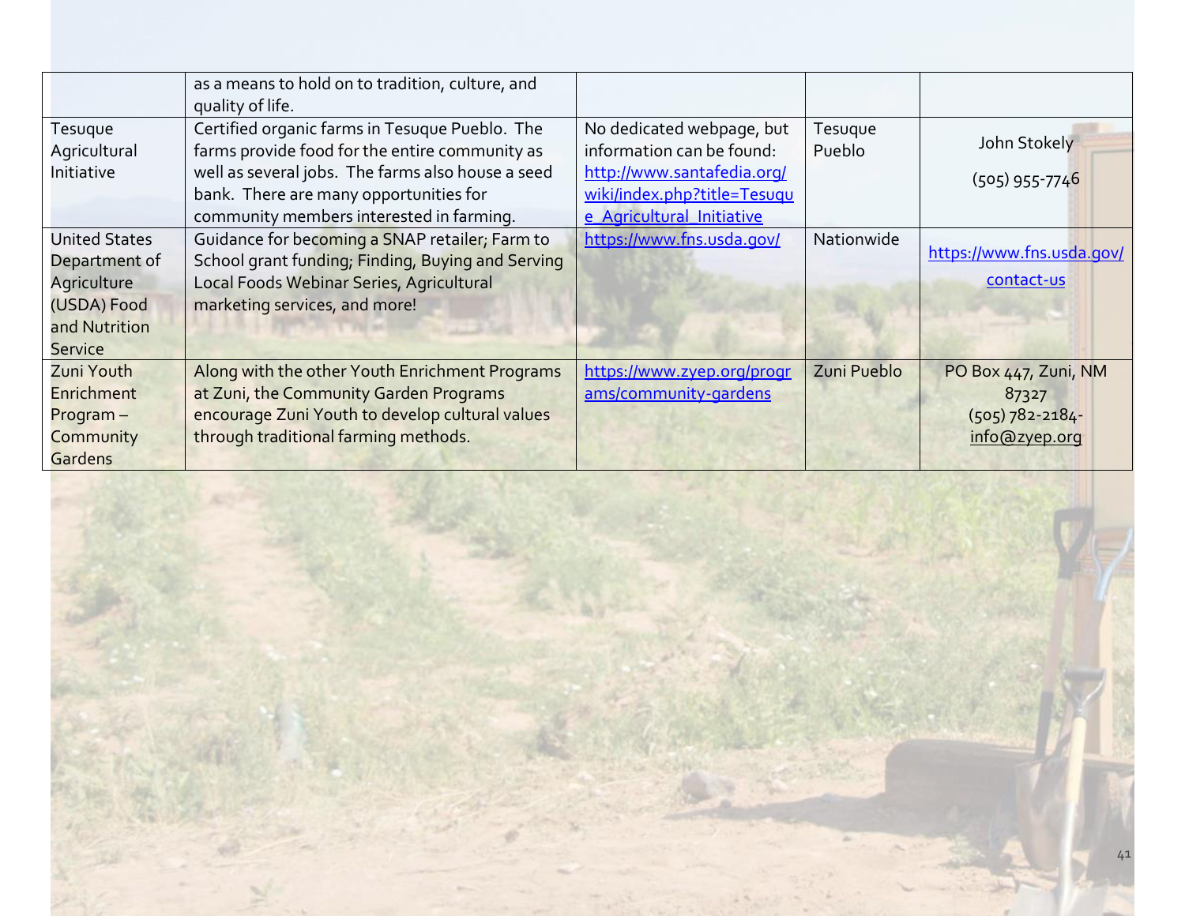| | | | | |
|---|---|---|---|---|
| | as a means to hold on to tradition, culture, and quality of life. | | | |
| Tesuque Agricultural Initiative | Certified organic farms in Tesuque Pueblo. The farms provide food for the entire community as well as several jobs. The farms also house a seed bank. There are many opportunities for community members interested in farming. | No dedicated webpage, but information can be found: http://www.santafedia.org/wiki/index.php?title=Tesuque_Agricultural_Initiative | Tesuque Pueblo | John Stokely (505) 955-7746 |
| United States Department of Agriculture (USDA) Food and Nutrition Service | Guidance for becoming a SNAP retailer; Farm to School grant funding; Finding, Buying and Serving Local Foods Webinar Series, Agricultural marketing services, and more! | https://www.fns.usda.gov/ | Nationwide | https://www.fns.usda.gov/contact-us |
| Zuni Youth Enrichment Program – Community Gardens | Along with the other Youth Enrichment Programs at Zuni, the Community Garden Programs encourage Zuni Youth to develop cultural values through traditional farming methods. | https://www.zyep.org/programs/community-gardens | Zuni Pueblo | PO Box 447, Zuni, NM 87327 (505) 782-2184- info@zyep.org |